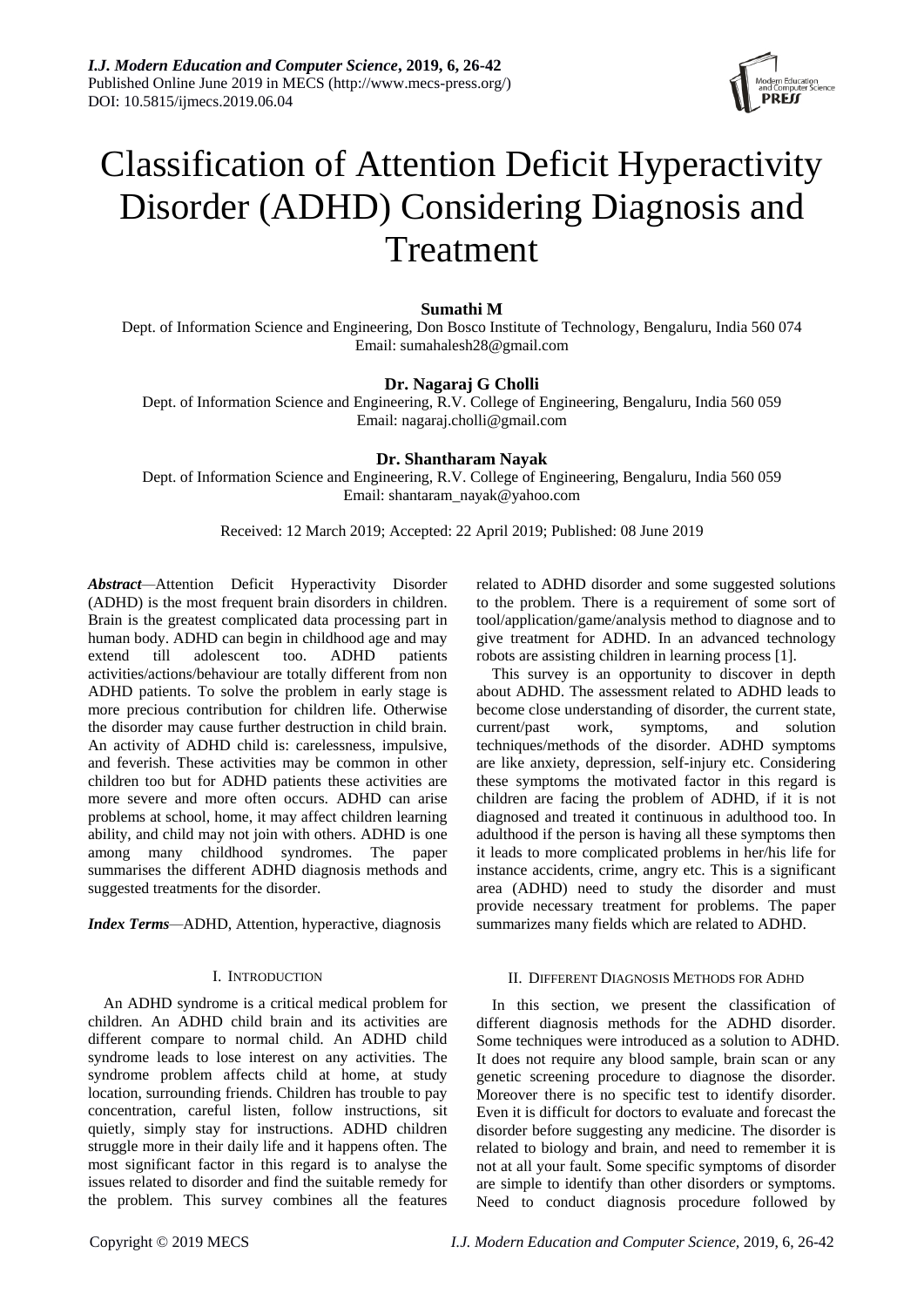# Classification of Attention Deficit Hyperactivity Disorder (ADHD) Considering Diagnosis and Treatment

**Sumathi M**

Dept. of Information Science and Engineering, Don Bosco Institute of Technology, Bengaluru, India 560 074
Email: sumahalesh28@gmail.com

**Dr. Nagaraj G Cholli**

Dept. of Information Science and Engineering, R.V. College of Engineering, Bengaluru, India 560 059
Email: nagaraj.cholli@gmail.com

**Dr. Shantharam Nayak**

Dept. of Information Science and Engineering, R.V. College of Engineering, Bengaluru, India 560 059
Email: shantaram_nayak@yahoo.com

Received: 12 March 2019; Accepted: 22 April 2019; Published: 08 June 2019

***Abstract*****—**Attention Deficit Hyperactivity Disorder (ADHD) is the most frequent brain disorders in children. Brain is the greatest complicated data processing part in human body. ADHD can begin in childhood age and may extend till adolescent too. ADHD patients activities/actions/behaviour are totally different from non ADHD patients. To solve the problem in early stage is more precious contribution for children life. Otherwise the disorder may cause further destruction in child brain. An activity of ADHD child is: carelessness, impulsive, and feverish. These activities may be common in other children too but for ADHD patients these activities are more severe and more often occurs. ADHD can arise problems at school, home, it may affect children learning ability, and child may not join with others. ADHD is one among many childhood syndromes. The paper summarises the different ADHD diagnosis methods and suggested treatments for the disorder.

***Index Terms*****—**ADHD, Attention, hyperactive, diagnosis

## I. Introduction

An ADHD syndrome is a critical medical problem for children. An ADHD child brain and its activities are different compare to normal child. An ADHD child syndrome leads to lose interest on any activities. The syndrome problem affects child at home, at study location, surrounding friends. Children has trouble to pay concentration, careful listen, follow instructions, sit quietly, simply stay for instructions. ADHD children struggle more in their daily life and it happens often. The most significant factor in this regard is to analyse the issues related to disorder and find the suitable remedy for the problem. This survey combines all the features related to ADHD disorder and some suggested solutions to the problem. There is a requirement of some sort of tool/application/game/analysis method to diagnose and to give treatment for ADHD. In an advanced technology robots are assisting children in learning process [1].

This survey is an opportunity to discover in depth about ADHD. The assessment related to ADHD leads to become close understanding of disorder, the current state, current/past work, symptoms, and solution techniques/methods of the disorder. ADHD symptoms are like anxiety, depression, self-injury etc. Considering these symptoms the motivated factor in this regard is children are facing the problem of ADHD, if it is not diagnosed and treated it continuous in adulthood too. In adulthood if the person is having all these symptoms then it leads to more complicated problems in her/his life for instance accidents, crime, angry etc. This is a significant area (ADHD) need to study the disorder and must provide necessary treatment for problems. The paper summarizes many fields which are related to ADHD.

## II. Different Diagnosis Methods for Adhd

In this section, we present the classification of different diagnosis methods for the ADHD disorder. Some techniques were introduced as a solution to ADHD. It does not require any blood sample, brain scan or any genetic screening procedure to diagnose the disorder. Moreover there is no specific test to identify disorder. Even it is difficult for doctors to evaluate and forecast the disorder before suggesting any medicine. The disorder is related to biology and brain, and need to remember it is not at all your fault. Some specific symptoms of disorder are simple to identify than other disorders or symptoms. Need to conduct diagnosis procedure followed by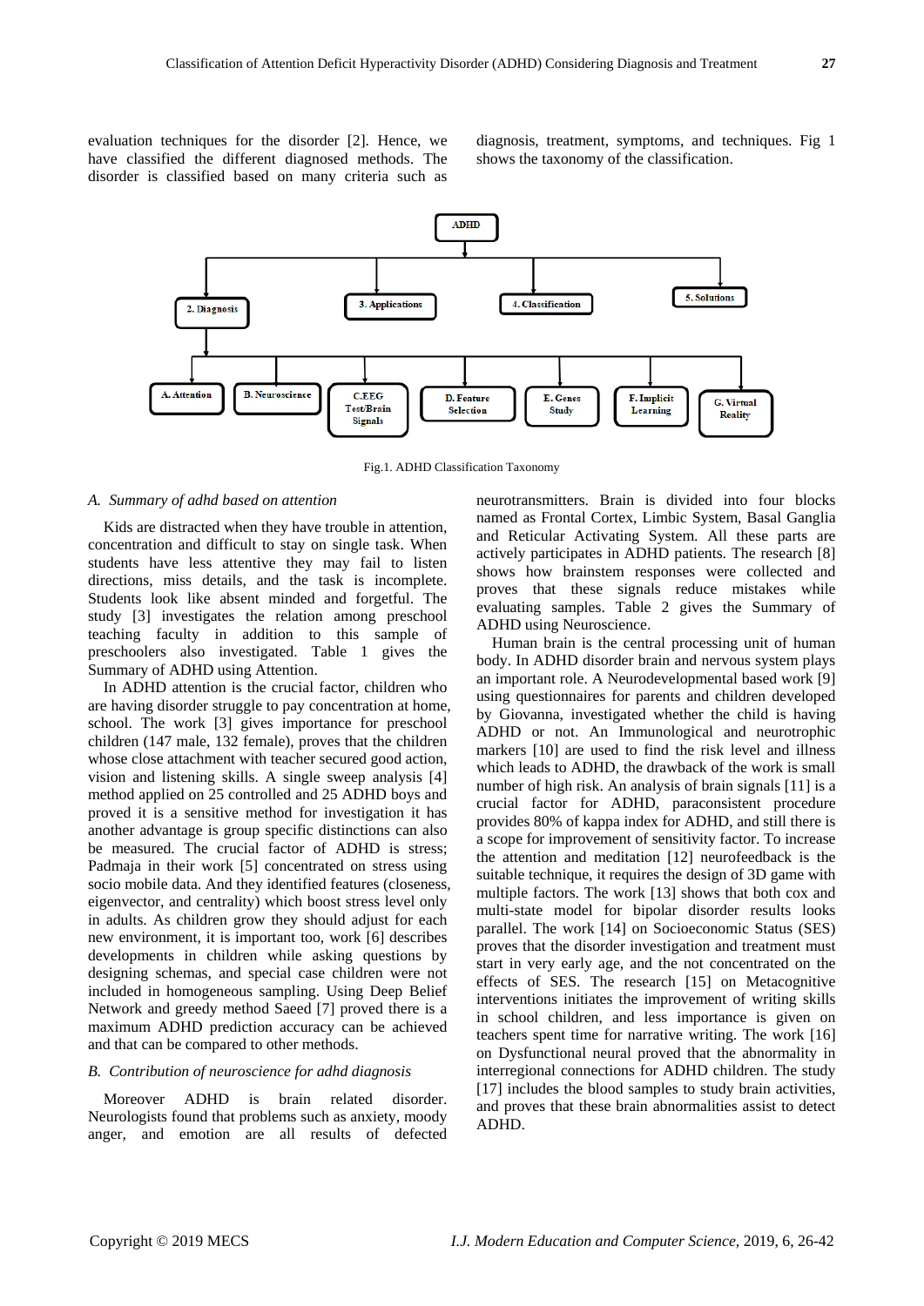evaluation techniques for the disorder [2]. Hence, we have classified the different diagnosed methods. The disorder is classified based on many criteria such as diagnosis, treatment, symptoms, and techniques. Fig 1 shows the taxonomy of the classification.

Fig.1. ADHD Classification Taxonomy

### *A. Summary of adhd based on attention*

Kids are distracted when they have trouble in attention, concentration and difficult to stay on single task. When students have less attentive they may fail to listen directions, miss details, and the task is incomplete. Students look like absent minded and forgetful. The study [3] investigates the relation among preschool teaching faculty in addition to this sample of preschoolers also investigated. Table 1 gives the Summary of ADHD using Attention.

In ADHD attention is the crucial factor, children who are having disorder struggle to pay concentration at home, school. The work [3] gives importance for preschool children (147 male, 132 female), proves that the children whose close attachment with teacher secured good action, vision and listening skills. A single sweep analysis [4] method applied on 25 controlled and 25 ADHD boys and proved it is a sensitive method for investigation it has another advantage is group specific distinctions can also be measured. The crucial factor of ADHD is stress; Padmaja in their work [5] concentrated on stress using socio mobile data. And they identified features (closeness, eigenvector, and centrality) which boost stress level only in adults. As children grow they should adjust for each new environment, it is important too, work [6] describes developments in children while asking questions by designing schemas, and special case children were not included in homogeneous sampling. Using Deep Belief Network and greedy method Saeed [7] proved there is a maximum ADHD prediction accuracy can be achieved and that can be compared to other methods.

### *B. Contribution of neuroscience for adhd diagnosis*

Moreover ADHD is brain related disorder. Neurologists found that problems such as anxiety, moody anger, and emotion are all results of defected neurotransmitters. Brain is divided into four blocks named as Frontal Cortex, Limbic System, Basal Ganglia and Reticular Activating System. All these parts are actively participates in ADHD patients. The research [8] shows how brainstem responses were collected and proves that these signals reduce mistakes while evaluating samples. Table 2 gives the Summary of ADHD using Neuroscience.

Human brain is the central processing unit of human body. In ADHD brain and nervous system plays an important role. A Neurodevelopmental based work [9] using questionnaires for parents and children developed by Giovanna, investigated whether the child is having ADHD or not. An Immunological and neurotrophic markers [10] are used to find the risk level and illness which leads to ADHD, the drawback of the work is small number of high risk. An analysis of brain signals [11] is a crucial factor for ADHD, paraconsistent procedure provides 80% of kappa index for ADHD, and still there is a scope for improvement of sensitivity factor. To increase the attention and meditation [12] neurofeedback is the suitable technique, it requires the design of 3D game with multiple factors. The work [13] shows that both cox and multi-state model for bipolar disorder results looks parallel. The work [14] on Socioeconomic Status (SES) proves that the disorder investigation and treatment must start in very early age, and the not concentrated on the effects of SES. The research [15] on Metacognitive interventions initiates the improvement of writing skills in school children, and less importance is given on teachers spent time for narrative writing. The work [16] on Dysfunctional neural proved that the abnormality in interregional connections for ADHD children. The study [17] includes the blood samples to study brain activities, and proves that these brain abnormalities assist to detect ADHD.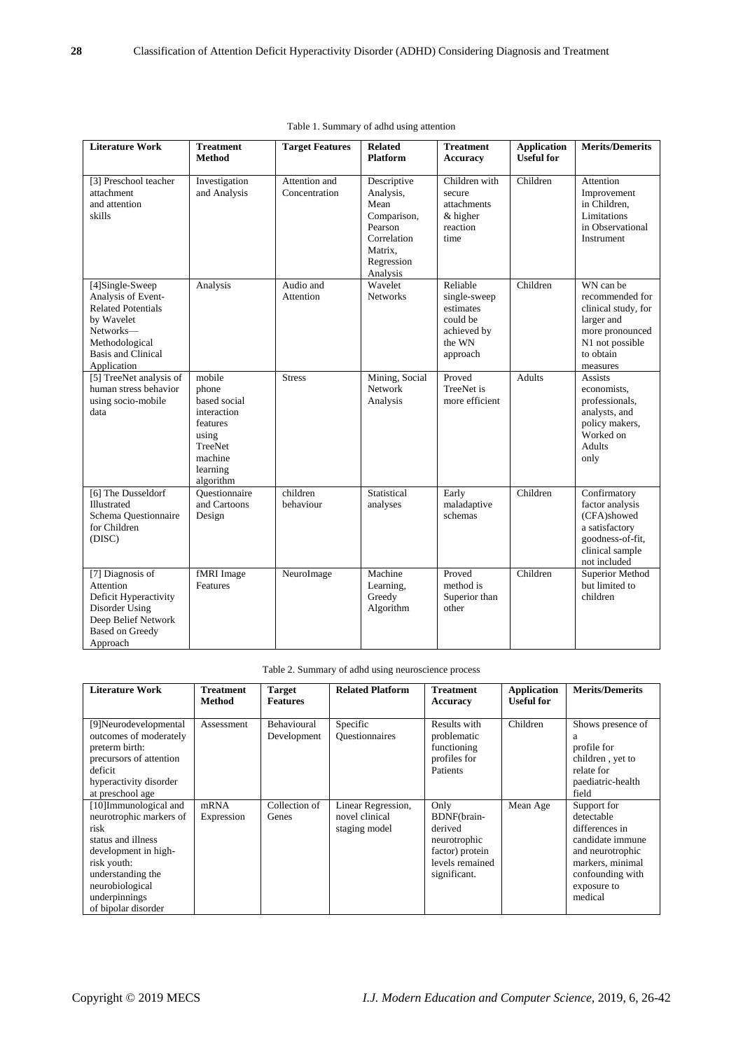Table 1. Summary of adhd using attention

| Literature Work | Treatment Method | Target Features | Related Platform | Treatment Accuracy | Application Useful for | Merits/Demerits |
|---|---|---|---|---|---|---|
| [3] Preschool teacher attachment and attention skills | Investigation and Analysis | Attention and Concentration | Descriptive Analysis, Mean Comparison, Pearson Correlation Matrix, Regression Analysis | Children with secure attachments & higher reaction time | Children | Attention Improvement in Children, Limitations in Observational Instrument |
| [4]Single-Sweep Analysis of Event-Related Potentials by Wavelet Networks—Methodological Basis and Clinical Application | Analysis | Audio and Attention | Wavelet Networks | Reliable single-sweep estimates could be achieved by the WN approach | Children | WN can be recommended for clinical study, for larger and more pronounced N1 not possible to obtain measures |
| [5] TreeNet analysis of human stress behavior using socio-mobile data | mobile phone based social interaction features using TreeNet machine learning algorithm | Stress | Mining, Social Network Analysis | Proved TreeNet is more efficient | Adults | Assists economists, professionals, analysts, and policy makers, Worked on Adults only |
| [6] The Dusseldorf Illustrated Schema Questionnaire for Children (DISC) | Questionnaire and Cartoons Design | children behaviour | Statistical analyses | Early maladaptive schemas | Children | Confirmatory factor analysis (CFA)showed a satisfactory goodness-of-fit, clinical sample not included |
| [7] Diagnosis of Attention Deficit Hyperactivity Disorder Using Deep Belief Network Based on Greedy Approach | fMRI Image Features | NeuroImage | Machine Learning, Greedy Algorithm | Proved method is Superior than other | Children | Superior Method but limited to children |

Table 2. Summary of adhd using neuroscience process

| Literature Work | Treatment Method | Target Features | Related Platform | Treatment Accuracy | Application Useful for | Merits/Demerits |
|---|---|---|---|---|---|---|
| [9]Neurodevelopmental outcomes of moderately preterm birth: precursors of attention deficit hyperactivity disorder at preschool age | Assessment | Behavioural Development | Specific Questionnaires | Results with problematic functioning profiles for Patients | Children | Shows presence of a profile for children , yet to relate for paediatric-health field |
| [10]Immunological and neurotrophic markers of risk status and illness development in high-risk youth: understanding the neurobiological underpinnings of bipolar disorder | mRNA Expression | Collection of Genes | Linear Regression, novel clinical staging model | Only BDNF(brain-derived neurotrophic factor) protein levels remained significant. | Mean Age | Support for detectable differences in candidate immune and neurotrophic markers, minimal confounding with exposure to medical |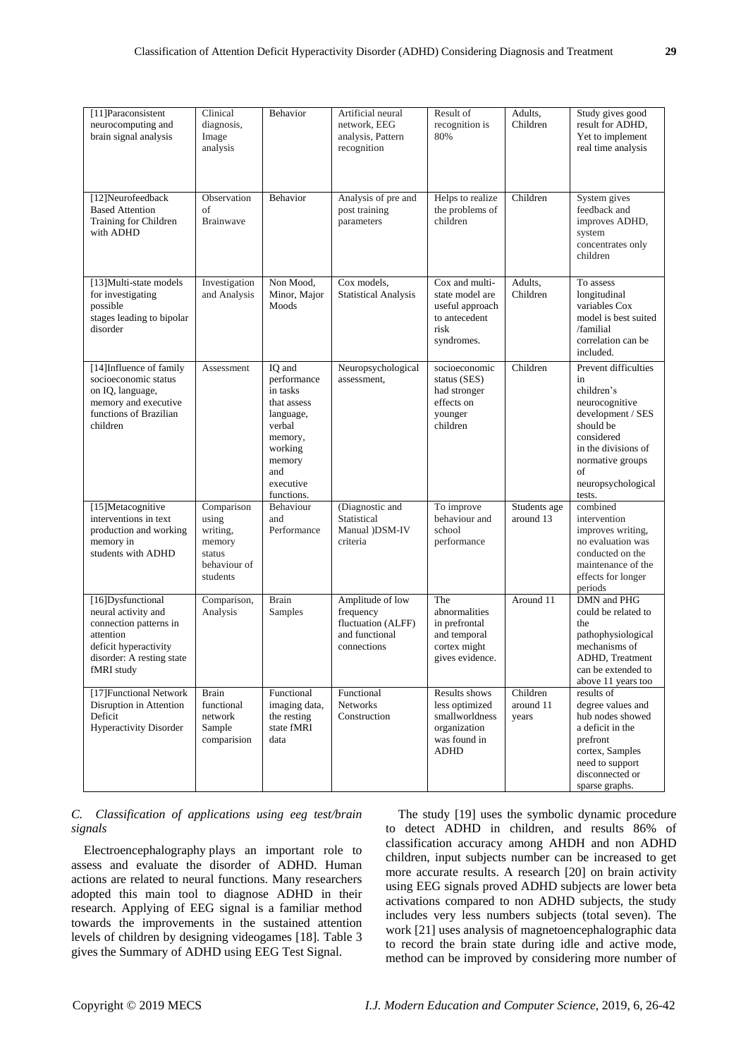| [11]Paraconsistent neurocomputing and brain signal analysis | Clinical diagnosis, Image analysis | Behavior | Artificial neural network, EEG analysis, Pattern recognition | Result of recognition is 80% | Adults, Children | Study gives good result for ADHD, Yet to implement real time analysis |
|---|---|---|---|---|---|---|
| [12]Neurofeedback Based Attention Training for Children with ADHD | Observation of Brainwave | Behavior | Analysis of pre and post training parameters | Helps to realize the problems of children | Children | System gives feedback and improves ADHD, system concentrates only children |
| [13]Multi-state models for investigating possible stages leading to bipolar disorder | Investigation and Analysis | Non Mood, Minor, Major Moods | Cox models, Statistical Analysis | Cox and multi-state model are useful approach to antecedent risk syndromes. | Adults, Children | To assess longitudinal variables Cox model is best suited /familial correlation can be included. |
| [14]Influence of family socioeconomic status on IQ, language, memory and executive functions of Brazilian children | Assessment | IQ and performance in tasks that assess language, verbal memory, working memory and executive functions. | Neuropsychological assessment, | socioeconomic status (SES) had stronger effects on younger children | Children | Prevent difficulties in children's neurocognitive development / SES should be considered in the divisions of normative groups of neuropsychological tests. |
| [15]Metacognitive interventions in text production and working memory in students with ADHD | Comparison using writing, memory status behaviour of students | Behaviour and Performance | (Diagnostic and Statistical Manual )DSM-IV criteria | To improve behaviour and school performance | Students age around 13 | combined intervention improves writing, no evaluation was conducted on the maintenance of the effects for longer periods |
| [16]Dysfunctional neural activity and connection patterns in attention deficit hyperactivity disorder: A resting state fMRI study | Comparison, Analysis | Brain Samples | Amplitude of low frequency fluctuation (ALFF) and functional connections | The abnormalities in prefrontal and temporal cortex might gives evidence. | Around 11 | DMN and PHG could be related to the pathophysiological mechanisms of ADHD, Treatment can be extended to above 11 years too |
| [17]Functional Network Disruption in Attention Deficit Hyperactivity Disorder | Brain functional network Sample comparision | Functional imaging data, the resting state fMRI data | Functional Networks Construction | Results shows less optimized smallworldness organization was found in ADHD | Children around 11 years | results of degree values and hub nodes showed a deficit in the prefront cortex, Samples need to support disconnected or sparse graphs. |

### *C. Classification of applications using eeg test/brain signals*

Electroencephalography plays an important role to assess and evaluate the disorder of ADHD. Human actions are related to neural functions. Many researchers adopted this main tool to diagnose ADHD in their research. Applying of EEG signal is a familiar method towards the improvements in the sustained attention levels of children by designing videogames [18]. Table 3 gives the Summary of ADHD using EEG Test Signal.

The study [19] uses the symbolic dynamic procedure to detect ADHD in children, and results 86% of classification accuracy among AHDH and non ADHD children, input subjects number can be increased to get more accurate results. A research [20] on brain activity using EEG signals proved ADHD subjects are lower beta activations compared to non ADHD subjects, the study includes very less numbers subjects (total seven). The work [21] uses analysis of magnetoencephalographic data to record the brain state during idle and active mode, method can be improved by considering more number of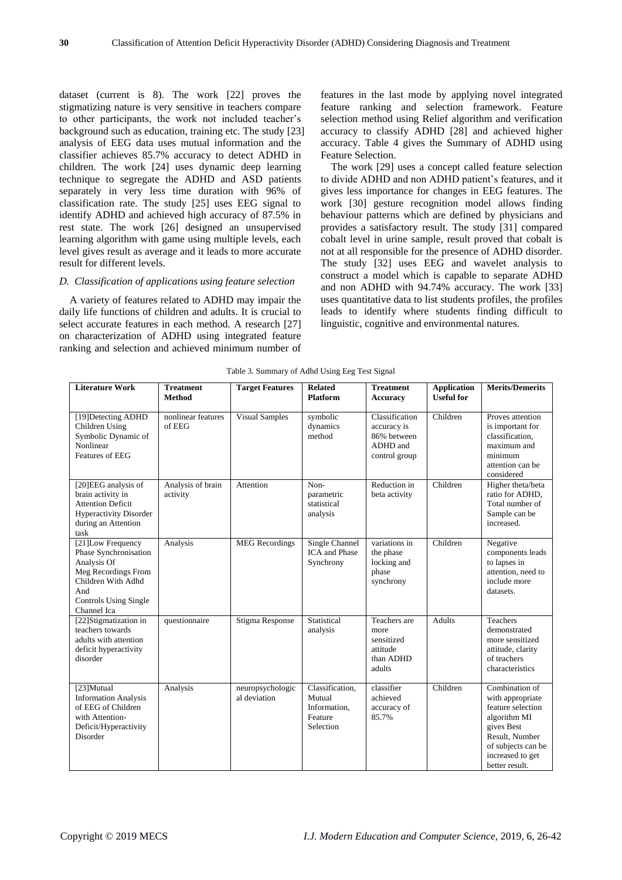dataset (current is 8). The work [22] proves the stigmatizing nature is very sensitive in teachers compare to other participants, the work not included teacher's background such as education, training etc. The study [23] analysis of EEG data uses mutual information and the classifier achieves 85.7% accuracy to detect ADHD in children. The work [24] uses dynamic deep learning technique to segregate the ADHD and ASD patients separately in very less time duration with 96% of classification rate. The study [25] uses EEG signal to identify ADHD and achieved high accuracy of 87.5% in rest state. The work [26] designed an unsupervised learning algorithm with game using multiple levels, each level gives result as average and it leads to more accurate result for different levels.

### *D. Classification of applications using feature selection*

A variety of features related to ADHD may impair the daily life functions of children and adults. It is crucial to select accurate features in each method. A research [27] on characterization of ADHD using integrated feature ranking and selection and achieved minimum number of features in the last mode by applying novel integrated feature ranking and selection framework. Feature selection method using Relief algorithm and verification accuracy to classify ADHD [28] and achieved higher accuracy. Table 4 gives the Summary of ADHD using Feature Selection.

The work [29] uses a concept called feature selection to divide ADHD and non ADHD patient's features, and it gives less importance for changes in EEG features. The work [30] gesture recognition model allows finding behaviour patterns which are defined by physicians and provides a satisfactory result. The study [31] compared cobalt level in urine sample, result proved that cobalt is not at all responsible for the presence of ADHD disorder. The study [32] uses EEG and wavelet analysis to construct a model which is capable to separate ADHD and non ADHD with 94.74% accuracy. The work [33] uses quantitative data to list students profiles, the profiles leads to identify where students finding difficult to linguistic, cognitive and environmental natures.

Table 3. Summary of Adhd Using Eeg Test Signal

| Literature Work | Treatment Method | Target Features | Related Platform | Treatment Accuracy | Application Useful for | Merits/Demerits |
|---|---|---|---|---|---|---|
| [19]Detecting ADHD Children Using Symbolic Dynamic of Nonlinear Features of EEG | nonlinear features of EEG | Visual Samples | symbolic dynamics method | Classification accuracy is 86% between ADHD and control group | Children | Proves attention is important for classification, maximum and minimum attention can be considered |
| [20]EEG analysis of brain activity in Attention Deficit Hyperactivity Disorder during an Attention task | Analysis of brain activity | Attention | Non-parametric statistical analysis | Reduction in beta activity | Children | Higher theta/beta ratio for ADHD, Total number of Sample can be increased. |
| [21]Low Frequency Phase Synchronisation Analysis Of Meg Recordings From Children With Adhd And Controls Using Single Channel Ica | Analysis | MEG Recordings | Single Channel ICA and Phase Synchrony | variations in the phase locking and phase synchrony | Children | Negative components leads to lapses in attention, need to include more datasets. |
| [22]Stigmatization in teachers towards adults with attention deficit hyperactivity disorder | questionnaire | Stigma Response | Statistical analysis | Teachers are more sensitized attitude than ADHD adults | Adults | Teachers demonstrated more sensitized attitude, clarity of teachers characteristics |
| [23]Mutual Information Analysis of EEG of Children with Attention-Deficit/Hyperactivity Disorder | Analysis | neuropsychological deviation | Classification, Mutual Information, Feature Selection | classifier achieved accuracy of 85.7% | Children | Combination of with appropriate feature selection algorithm MI gives Best Result, Number of subjects can be increased to get better result. |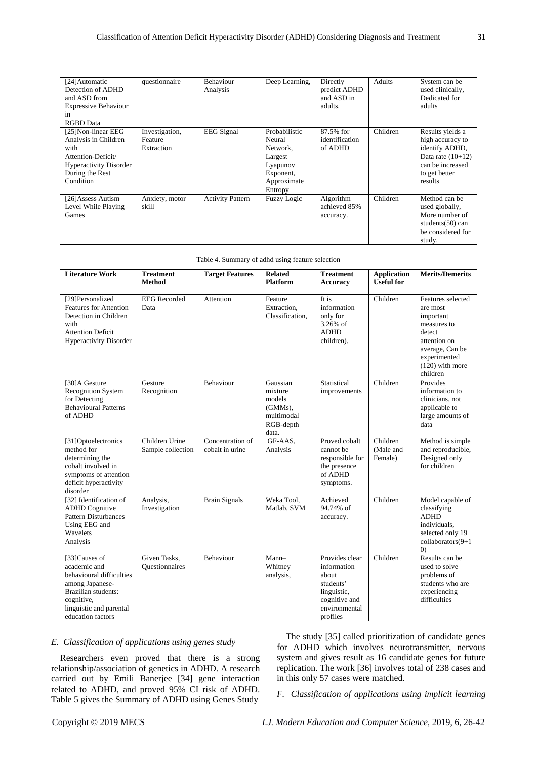| [24]Automatic Detection of ADHD and ASD from Expressive Behaviour in RGBD Data | questionnaire | Behaviour Analysis | Deep Learning, | Directly predict ADHD and ASD in adults. | Adults | System can be used clinically, Dedicated for adults |
|---|---|---|---|---|---|---|
| [25]Non-linear EEG Analysis in Children with Attention-Deficit/ Hyperactivity Disorder During the Rest Condition | Investigation, Feature Extraction | EEG Signal | Probabilistic Neural Network, Largest Lyapunov Exponent, Approximate Entropy | 87.5% for identification of ADHD | Children | Results yields a high accuracy to identify ADHD, Data rate (10+12) can be increased to get better results |
| [26]Assess Autism Level While Playing Games | Anxiety, motor skill | Activity Pattern | Fuzzy Logic | Algorithm achieved 85% accuracy. | Children | Method can be used globally, More number of students(50) can be considered for study. |

Table 4. Summary of adhd using feature selection

| Literature Work | Treatment Method | Target Features | Related Platform | Treatment Accuracy | Application Useful for | Merits/Demerits |
|---|---|---|---|---|---|---|
| [29]Personalized Features for Attention Detection in Children with Attention Deficit Hyperactivity Disorder | EEG Recorded Data | Attention | Feature Extraction, Classification, | It is information only for 3.26% of ADHD children). | Children | Features selected are most important measures to detect attention on average, Can be experimented (120) with more children |
| [30]A Gesture Recognition System for Detecting Behavioural Patterns of ADHD | Gesture Recognition | Behaviour | Gaussian mixture models (GMMs), multimodal RGB-depth data. | Statistical improvements | Children | Provides information to clinicians, not applicable to large amounts of data |
| [31]Optoelectronics method for determining the cobalt involved in symptoms of attention deficit hyperactivity disorder | Children Urine Sample collection | Concentration of cobalt in urine | GF-AAS, Analysis | Proved cobalt cannot be responsible for the presence of ADHD symptoms. | Children (Male and Female) | Method is simple and reproducible, Designed only for children |
| [32] Identification of ADHD Cognitive Pattern Disturbances Using EEG and Wavelets Analysis | Analysis, Investigation | Brain Signals | Weka Tool, Matlab, SVM | Achieved 94.74% of accuracy. | Children | Model capable of classifying ADHD individuals, selected only 19 collaborators(9+10) |
| [33]Causes of academic and behavioural difficulties among Japanese-Brazilian students: cognitive, linguistic and parental education factors | Given Tasks, Questionnaires | Behaviour | Mann–Whitney analysis, | Provides clear information about students' linguistic, cognitive and environmental profiles | Children | Results can be used to solve problems of students who are experiencing difficulties |

### *E. Classification of applications using genes study*

Researchers even proved that there is a strong relationship/association of genetics in ADHD. A research carried out by Emili Banerjee [34] gene interaction related to ADHD, and proved 95% CI risk of ADHD. Table 5 gives the Summary of ADHD using Genes Study

The study [35] called prioritization of candidate genes for ADHD which involves neurotransmitter, nervous system and gives result as 16 candidate genes for future replication. The work [36] involves total of 238 cases and in this only 57 cases were matched.

### *F. Classification of applications using implicit learning*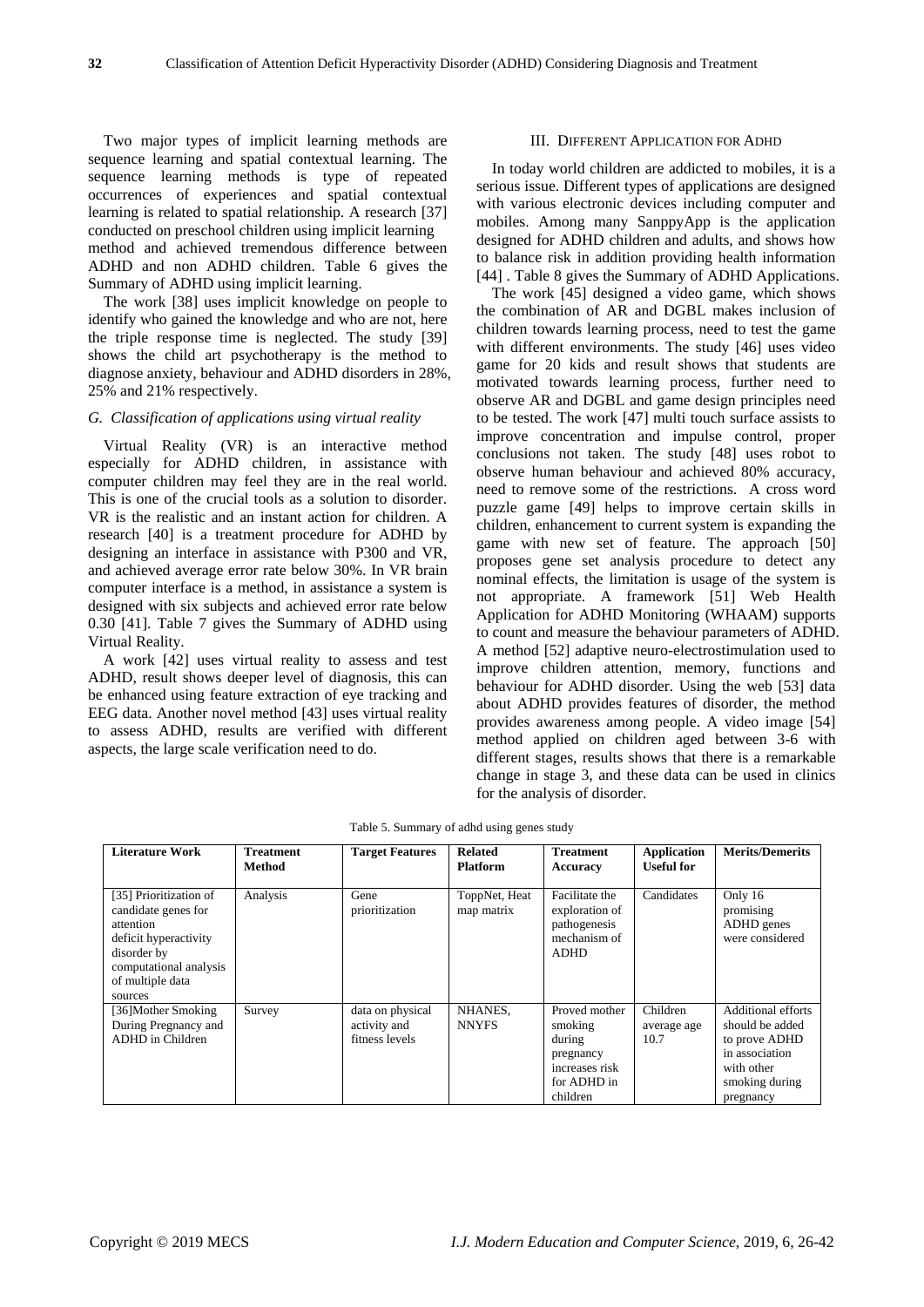Two major types of implicit learning methods are sequence learning and spatial contextual learning. The sequence learning methods is type of repeated occurrences of experiences and spatial contextual learning is related to spatial relationship. A research [37] conducted on preschool children using implicit learning method and achieved tremendous difference between ADHD and non ADHD children. Table 6 gives the Summary of ADHD using implicit learning.

The work [38] uses implicit knowledge on people to identify who gained the knowledge and who are not, here the triple response time is neglected. The study [39] shows the child art psychotherapy is the method to diagnose anxiety, behaviour and ADHD disorders in 28%, 25% and 21% respectively.

### *G. Classification of applications using virtual reality*

Virtual Reality (VR) is an interactive method especially for ADHD children, in assistance with computer children may feel they are in the real world. This is one of the crucial tools as a solution to disorder. VR is the realistic and an instant action for children. A research [40] is a treatment procedure for ADHD by designing an interface in assistance with P300 and VR, and achieved average error rate below 30%. In VR brain computer interface is a method, in assistance a system is designed with six subjects and achieved error rate below 0.30 [41]. Table 7 gives the Summary of ADHD using Virtual Reality.

A work [42] uses virtual reality to assess and test ADHD, result shows deeper level of diagnosis, this can be enhanced using feature extraction of eye tracking and EEG data. Another novel method [43] uses virtual reality to assess ADHD, results are verified with different aspects, the large scale verification need to do.

## III. Different Application for ADHD

In today world children are addicted to mobiles, it is a serious issue. Different types of applications are designed with various electronic devices including computer and mobiles. Among many SanppyApp is the application designed for ADHD children and adults, and shows how to balance risk in addition providing health information [44] . Table 8 gives the Summary of ADHD Applications.

The work [45] designed a video game, which shows the combination of AR and DGBL makes inclusion of children towards learning process, need to test the game with different environments. The study [46] uses video game for 20 kids and result shows that students are motivated towards learning process, further need to observe AR and DGBL and game design principles need to be tested. The work [47] multi touch surface assists to improve concentration and impulse control, proper conclusions not taken. The study [48] uses robot to observe human behaviour and achieved 80% accuracy, need to remove some of the restrictions. A cross word puzzle game [49] helps to improve certain skills in children, enhancement to current system is expanding the game with new set of feature. The approach [50] proposes gene set analysis procedure to detect any nominal effects, the limitation is usage of the system is not appropriate. A framework [51] Web Health Application for ADHD Monitoring (WHAAM) supports to count and measure the behaviour parameters of ADHD. A method [52] adaptive neuro-electrostimulation used to improve children attention, memory, functions and behaviour for ADHD disorder. Using the web [53] data about ADHD provides features of disorder, the method provides awareness among people. A video image [54] method applied on children aged between 3-6 with different stages, results shows that there is a remarkable change in stage 3, and these data can be used in clinics for the analysis of disorder.

Table 5. Summary of adhd using genes study

| Literature Work | Treatment Method | Target Features | Related Platform | Treatment Accuracy | Application Useful for | Merits/Demerits |
|---|---|---|---|---|---|---|
| [35] Prioritization of candidate genes for attention deficit hyperactivity disorder by computational analysis of multiple data sources | Analysis | Gene prioritization | ToppNet, Heat map matrix | Facilitate the exploration of pathogenesis mechanism of ADHD | Candidates | Only 16 promising ADHD genes were considered |
| [36]Mother Smoking During Pregnancy and ADHD in Children | Survey | data on physical activity and fitness levels | NHANES, NNYFS | Proved mother smoking during pregnancy increases risk for ADHD in children | Children average age 10.7 | Additional efforts should be added to prove ADHD in association with other smoking during pregnancy |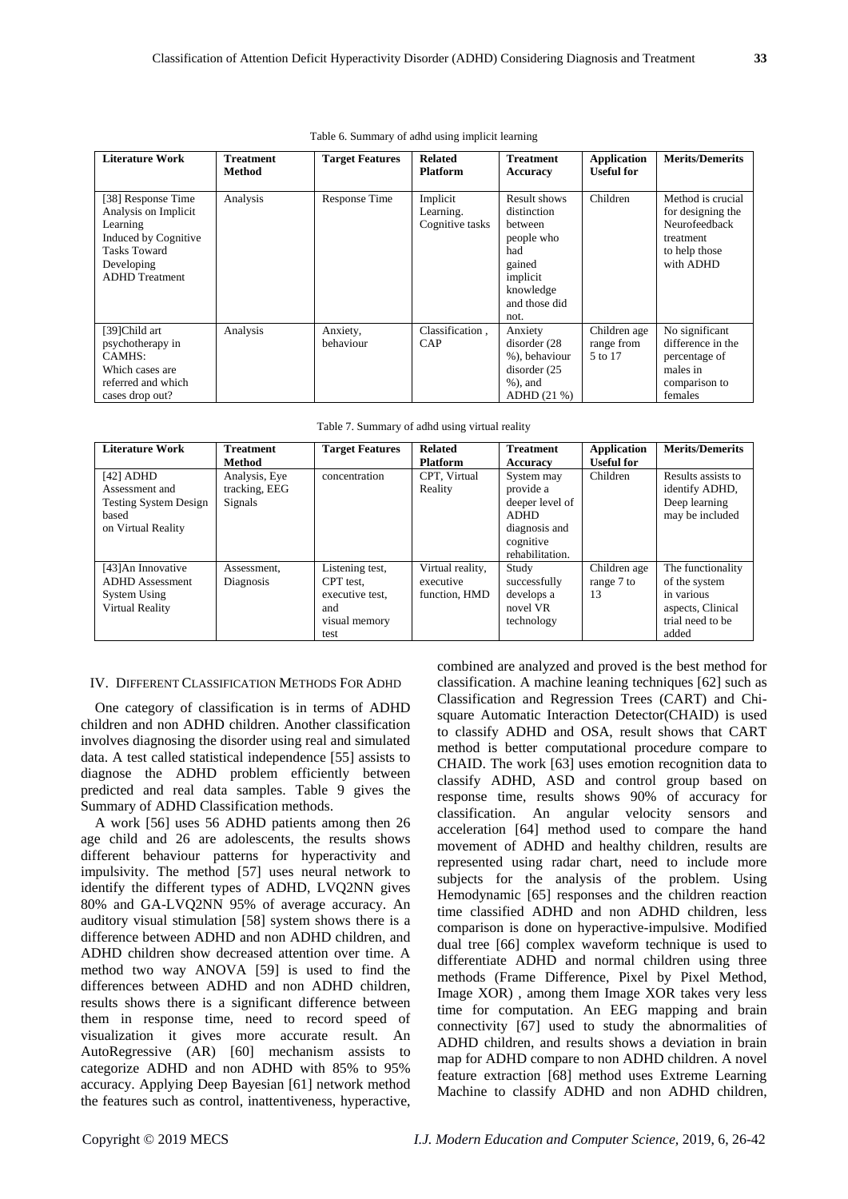Table 6. Summary of adhd using implicit learning

| Literature Work | Treatment Method | Target Features | Related Platform | Treatment Accuracy | Application Useful for | Merits/Demerits |
|---|---|---|---|---|---|---|
| [38] Response Time Analysis on Implicit Learning Induced by Cognitive Tasks Toward Developing ADHD Treatment | Analysis | Response Time | Implicit Learning. Cognitive tasks | Result shows distinction between people who had gained implicit knowledge and those did not. | Children | Method is crucial for designing the Neurofeedback treatment to help those with ADHD |
| [39]Child art psychotherapy in CAMHS: Which cases are referred and which cases drop out? | Analysis | Anxiety, behaviour | Classification , CAP | Anxiety disorder (28 %), behaviour disorder (25 %), and ADHD (21 %) | Children age range from 5 to 17 | No significant difference in the percentage of males in comparison to females |

Table 7. Summary of adhd using virtual reality

| Literature Work | Treatment Method | Target Features | Related Platform | Treatment Accuracy | Application Useful for | Merits/Demerits |
|---|---|---|---|---|---|---|
| [42] ADHD Assessment and Testing System Design based on Virtual Reality | Analysis, Eye tracking, EEG Signals | concentration | CPT, Virtual Reality | System may provide a deeper level of ADHD diagnosis and cognitive rehabilitation. | Children | Results assists to identify ADHD, Deep learning may be included |
| [43]An Innovative ADHD Assessment System Using Virtual Reality | Assessment, Diagnosis | Listening test, CPT test, executive test, and visual memory test | Virtual reality, executive function, HMD | Study successfully develops a novel VR technology | Children age range 7 to 13 | The functionality of the system in various aspects, Clinical trial need to be added |

## IV. Different Classification Methods For ADHD

One category of classification is in terms of ADHD children and non ADHD children. Another classification involves diagnosing the disorder using real and simulated data. A test called statistical independence [55] assists to diagnose the ADHD problem efficiently between predicted and real data samples. Table 9 gives the Summary of ADHD Classification methods.

A work [56] uses 56 ADHD patients among then 26 age child and 26 are adolescents, the results shows different behaviour patterns for hyperactivity and impulsivity. The method [57] uses neural network to identify the different types of ADHD, LVQ2NN gives 80% and GA-LVQ2NN 95% of average accuracy. An auditory visual stimulation [58] system shows there is a difference between ADHD and non ADHD children, and ADHD children show decreased attention over time. A method two way ANOVA [59] is used to find the differences between ADHD and non ADHD children, results shows there is a significant difference between them in response time, need to record speed of visualization it gives more accurate result. An AutoRegressive (AR) [60] mechanism assists to categorize ADHD and non ADHD with 85% to 95% accuracy. Applying Deep Bayesian [61] network method the features such as control, inattentiveness, hyperactive, combined are analyzed and proved is the best method for classification. A machine leaning techniques [62] such as Classification and Regression Trees (CART) and Chi-square Automatic Interaction Detector(CHAID) is used to classify ADHD and OSA, result shows that CART method is better computational procedure compare to CHAID. The work [63] uses emotion recognition data to classify ADHD, ASD and control group based on response time, results shows 90% of accuracy for classification. An angular velocity sensors and acceleration [64] method used to compare the hand movement of ADHD and healthy children, results are represented using radar chart, need to include more subjects for the analysis of the problem. Using Hemodynamic [65] responses and the children reaction time classified ADHD and non ADHD children, less comparison is done on hyperactive-impulsive. Modified dual tree [66] complex waveform technique is used to differentiate ADHD and normal children using three methods (Frame Difference, Pixel by Pixel Method, Image XOR) , among them Image XOR takes very less time for computation. An EEG mapping and brain connectivity [67] used to study the abnormalities of ADHD children, and results shows a deviation in brain map for ADHD compare to non ADHD children. A novel feature extraction [68] method uses Extreme Learning Machine to classify ADHD and non ADHD children,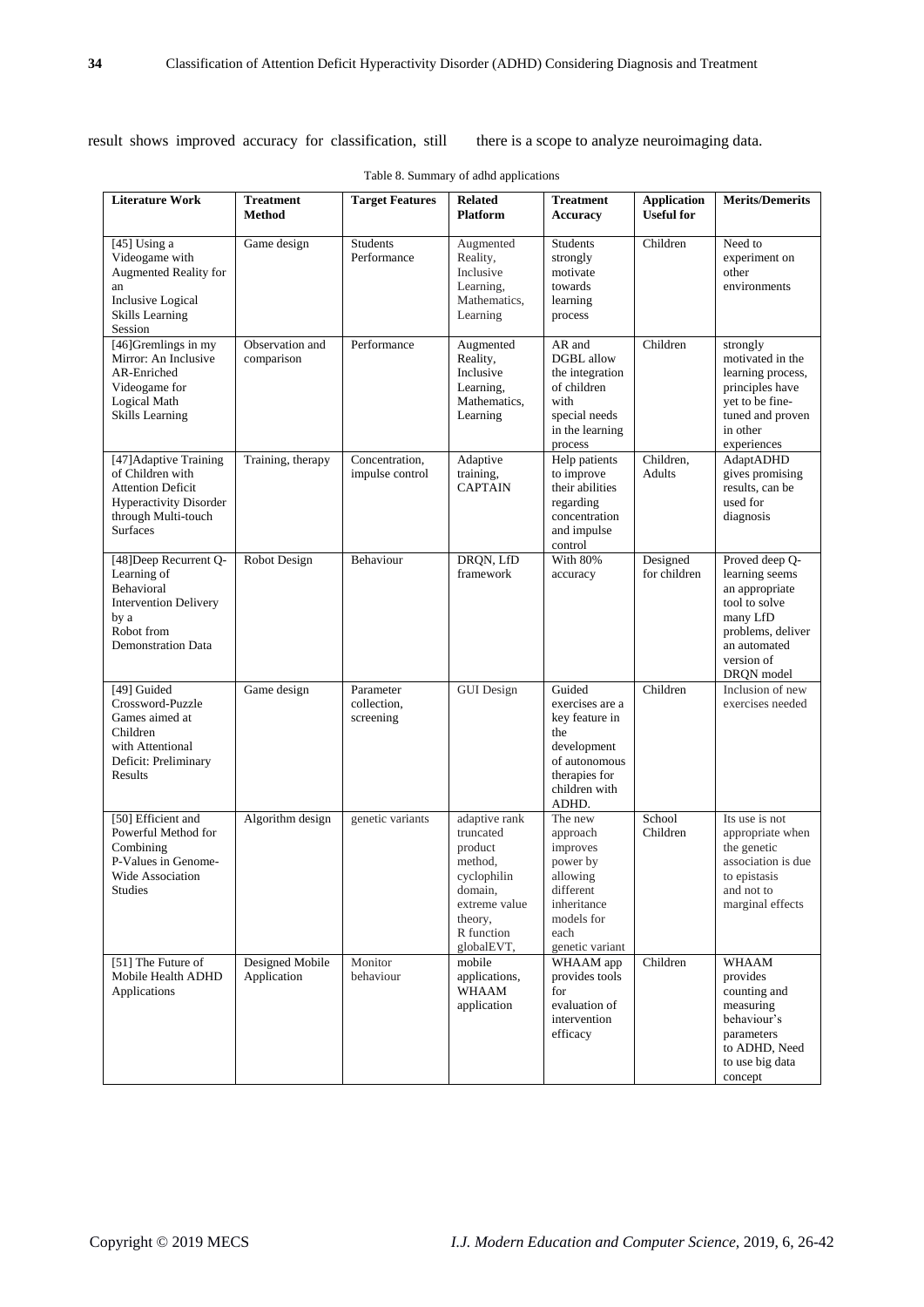result shows improved accuracy for classification, still there is a scope to analyze neuroimaging data.

Table 8. Summary of adhd applications

| Literature Work | Treatment Method | Target Features | Related Platform | Treatment Accuracy | Application Useful for | Merits/Demerits |
|---|---|---|---|---|---|---|
| [45] Using a Videogame with Augmented Reality for an Inclusive Logical Skills Learning Session | Game design | Students Performance | Augmented Reality, Inclusive Learning, Mathematics, Learning | Students strongly motivate towards learning process | Children | Need to experiment on other environments |
| [46]Gremlings in my Mirror: An Inclusive AR-Enriched Videogame for Logical Math Skills Learning | Observation and comparison | Performance | Augmented Reality, Inclusive Learning, Mathematics, Learning | AR and DGBL allow the integration of children with special needs in the learning process | Children | strongly motivated in the learning process, principles have yet to be fine-tuned and proven in other experiences |
| [47]Adaptive Training of Children with Attention Deficit Hyperactivity Disorder through Multi-touch Surfaces | Training, therapy | Concentration, impulse control | Adaptive training, CAPTAIN | Help patients to improve their abilities regarding concentration and impulse control | Children, Adults | AdaptADHD gives promising results, can be used for diagnosis |
| [48]Deep Recurrent Q-Learning of Behavioral Intervention Delivery by a Robot from Demonstration Data | Robot Design | Behaviour | DRQN, LfD framework | With 80% accuracy | Designed for children | Proved deep Q-learning seems an appropriate tool to solve many LfD problems, deliver an automated version of DRQN model |
| [49] Guided Crossword-Puzzle Games aimed at Children with Attentional Deficit: Preliminary Results | Game design | Parameter collection, screening | GUI Design | Guided exercises are a key feature in the development of autonomous therapies for children with ADHD. | Children | Inclusion of new exercises needed |
| [50] Efficient and Powerful Method for Combining P-Values in Genome-Wide Association Studies | Algorithm design | genetic variants | adaptive rank truncated product method, cyclophilin domain, extreme value theory, R function globalEVT, | The new approach improves power by allowing different inheritance models for each genetic variant | School Children | Its use is not appropriate when the genetic association is due to epistasis and not to marginal effects |
| [51] The Future of Mobile Health ADHD Applications | Designed Mobile Application | Monitor behaviour | mobile applications, WHAAM application | WHAAM app provides tools for evaluation of intervention efficacy | Children | WHAAM provides counting and measuring behaviour's parameters to ADHD, Need to use big data concept |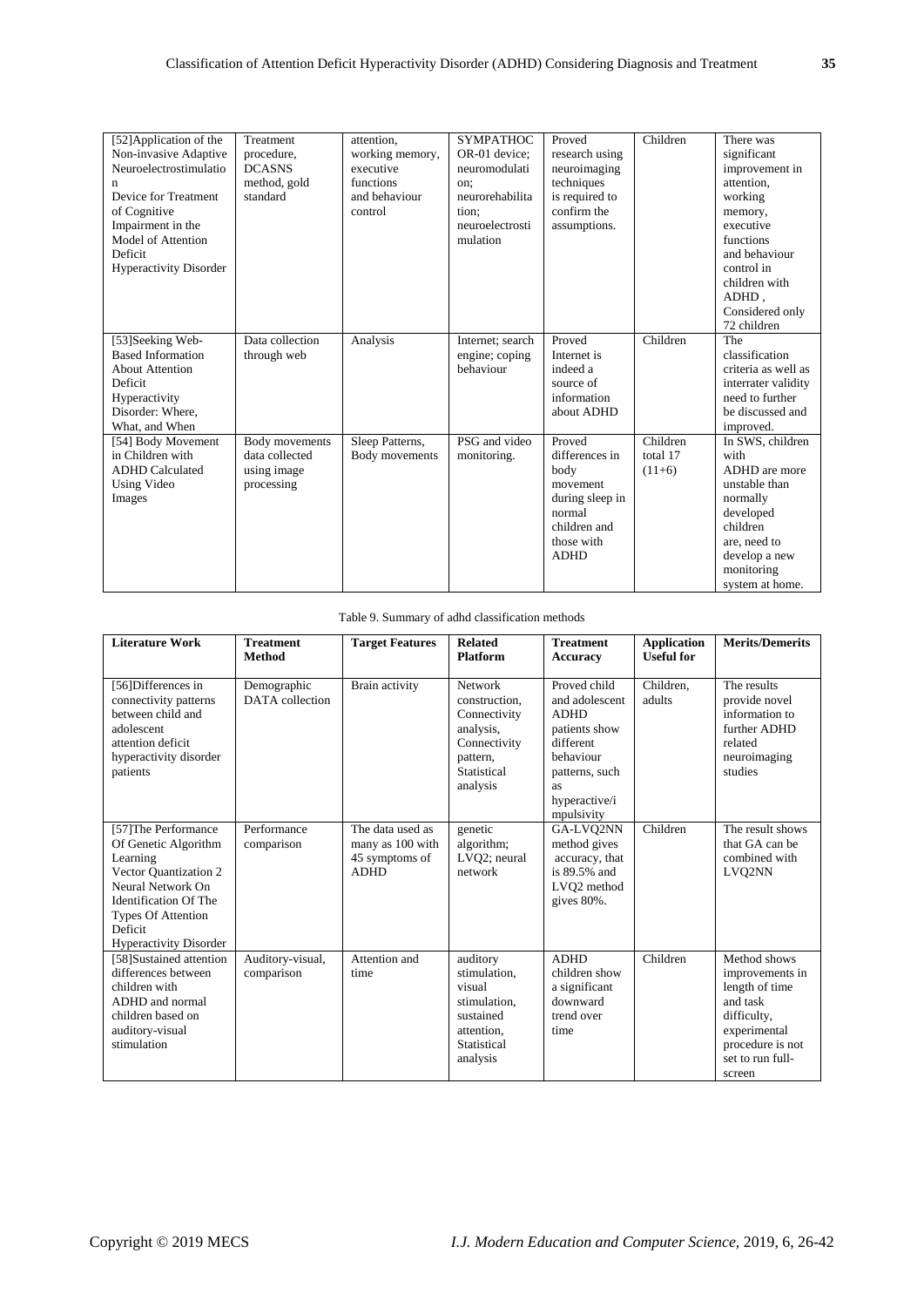| [52]Application of the Non-invasive Adaptive Neuroelectrostimulation Device for Treatment of Cognitive Impairment in the Model of Attention Deficit Hyperactivity Disorder | Treatment procedure, DCASNS method, gold standard | attention, working memory, executive functions and behaviour control | SYMPATHOCOR-01 device; neuromodulation; neurorehabilitation; neuroelectrostimulation | Proved research using neuroimaging techniques is required to confirm the assumptions. | Children | There was significant improvement in attention, working memory, executive functions and behaviour control in children with ADHD , Considered only 72 children |
|---|---|---|---|---|---|---|
| [53]Seeking Web-Based Information About Attention Deficit Hyperactivity Disorder: Where, What, and When | Data collection through web | Analysis | Internet; search engine; coping behaviour | Proved Internet is indeed a source of information about ADHD | Children | The classification criteria as well as interrater validity need to further be discussed and improved. |
| [54] Body Movement in Children with ADHD Calculated Using Video Images | Body movements data collected using image processing | Sleep Patterns, Body movements | PSG and video monitoring. | Proved differences in body movement during sleep in normal children and those with ADHD | Children total 17 (11+6) | In SWS, children with ADHD are more unstable than normally developed children are, need to develop a new monitoring system at home. |

Table 9. Summary of adhd classification methods

| **Literature Work** | **Treatment Method** | **Target Features** | **Related Platform** | **Treatment Accuracy** | **Application Useful for** | **Merits/Demerits** |
|---|---|---|---|---|---|---|
| [56]Differences in connectivity patterns between child and adolescent attention deficit hyperactivity disorder patients | Demographic DATA collection | Brain activity | Network construction, Connectivity analysis, Connectivity pattern, Statistical analysis | Proved child and adolescent ADHD patients show different behaviour patterns, such as hyperactive/impulsivity | Children, adults | The results provide novel information to further ADHD related neuroimaging studies |
| [57]The Performance Of Genetic Algorithm Learning Vector Quantization 2 Neural Network On Identification Of The Types Of Attention Deficit Hyperactivity Disorder | Performance comparison | The data used as many as 100 with 45 symptoms of ADHD | genetic algorithm; LVQ2; neural network | GA-LVQ2NN method gives accuracy, that is 89.5% and LVQ2 method gives 80%. | Children | The result shows that GA can be combined with LVQ2NN |
| [58]Sustained attention differences between children with ADHD and normal children based on auditory-visual stimulation | Auditory-visual, comparison | Attention and time | auditory stimulation, visual stimulation, sustained attention, Statistical analysis | ADHD children show a significant downward trend over time | Children | Method shows improvements in length of time and task difficulty, experimental procedure is not set to run full-screen |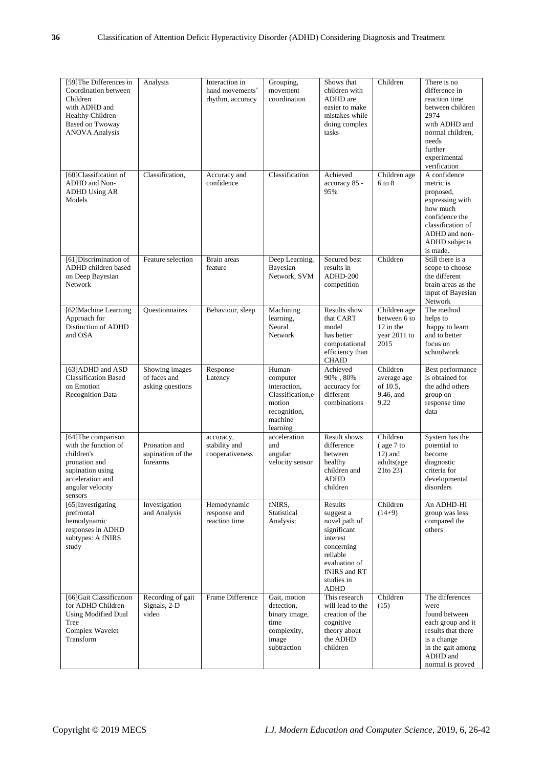| [59]The Differences in Coordination between Children with ADHD and Healthy Children Based on Twoway ANOVA Analysis | Analysis | Interaction in hand movements' rhythm, accuracy | Grouping, movement coordination | Shows that children with ADHD are easier to make mistakes while doing complex tasks | Children | There is no difference in reaction time between children 2974 with ADHD and normal children, needs further experimental verification |
|---|---|---|---|---|---|---|
| [60]Classification of ADHD and Non-ADHD Using AR Models | Classification, | Accuracy and confidence | Classification | Achieved accuracy 85 - 95% | Children age 6 to 8 | A confidence metric is proposed, expressing with how much confidence the classification of ADHD and non-ADHD subjects is made. |
| [61]Discrimination of ADHD children based on Deep Bayesian Network | Feature selection | Brain areas feature | Deep Learning, Bayesian Network, SVM | Secured best results in ADHD-200 competition | Children | Still there is a scope to choose the different brain areas as the input of Bayesian Network |
| [62]Machine Learning Approach for Distinction of ADHD and OSA | Questionnaires | Behaviour, sleep | Machining learning, Neural Network | Results show that CART model has better computational efficiency than CHAID | Children age between 6 to 12 in the year 2011 to 2015 | The method helps to happy to learn and to better focus on schoolwork |
| [63]ADHD and ASD Classification Based on Emotion Recognition Data | Showing images of faces and asking questions | Response Latency | Human-computer interaction, Classification,e motion recognition, machine learning | Achieved 90% , 80% accuracy for different combinations | Children average age of 10.5, 9.46, and 9.22 | Best performance is obtained for the adhd others group on response time data |
| [64]The comparison with the function of children's pronation and supination using acceleration and angular velocity sensors | Pronation and supination of the forearms | accuracy, stability and cooperativeness | acceleration and angular velocity sensor | Result shows difference between healthy children and ADHD children | Children ( age 7 to 12) and adults(age 21to 23) | System has the potential to become diagnostic criteria for developmental disorders |
| [65]Investigating prefrontal hemodynamic responses in ADHD subtypes: A fNIRS study | Investigation and Analysis | Hemodynamic response and reaction time | fNIRS, Statistical Analysis: | Results suggest a novel path of significant interest concerning reliable evaluation of fNIRS and RT studies in ADHD | Children (14+9) | An ADHD-HI group was less compared the others |
| [66]Gait Classification for ADHD Children Using Modified Dual Tree Complex Wavelet Transform | Recording of gait Signals, 2-D video | Frame Difference | Gait, motion detection, binary image, time complexity, image subtraction | This research will lead to the creation of the cognitive theory about the ADHD children | Children (15) | The differences were found between each group and it results that there is a change in the gait among ADHD and normal is proved |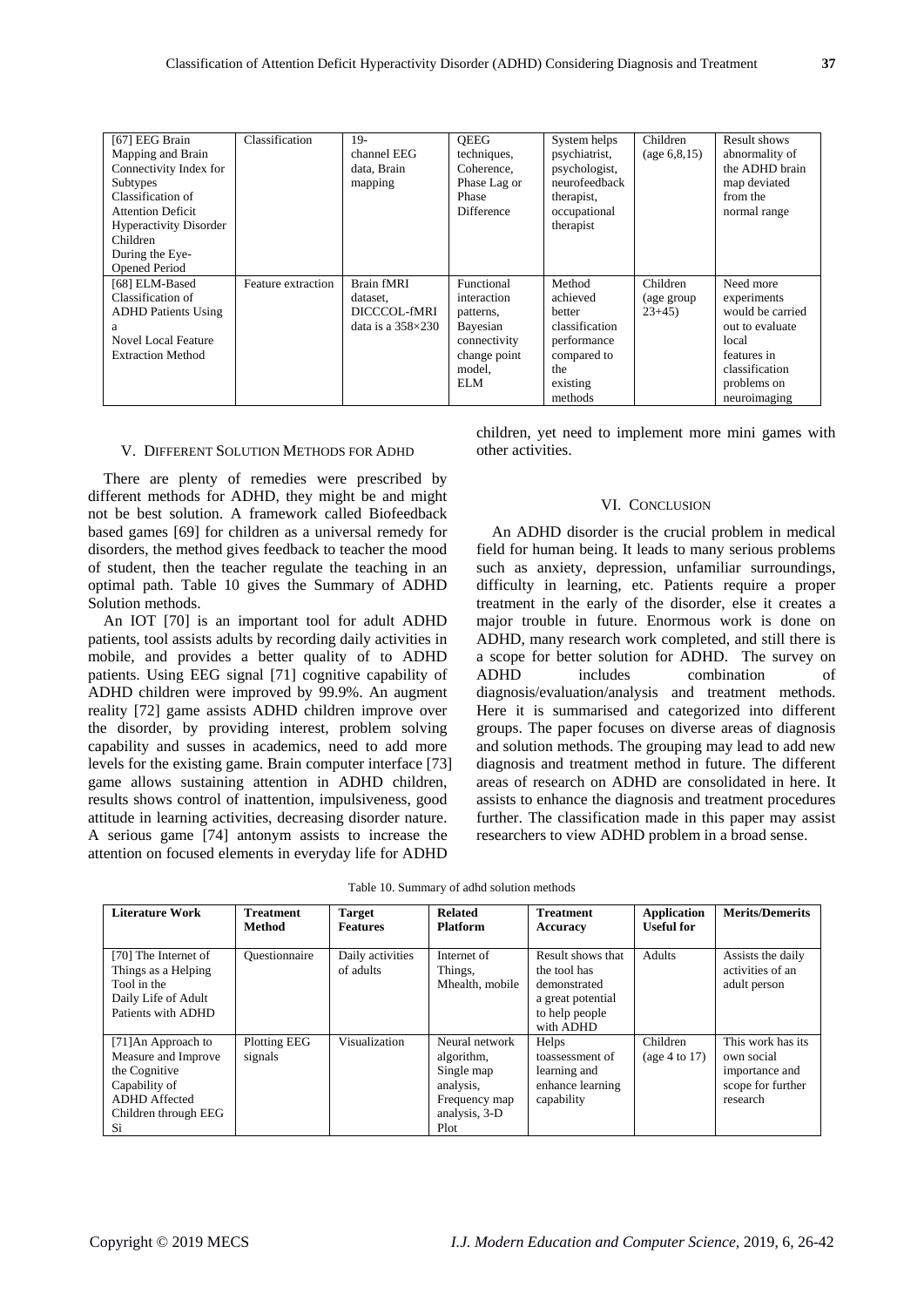| [67] EEG Brain Mapping and Brain Connectivity Index for Subtypes Classification of Attention Deficit Hyperactivity Disorder Children During the Eye-Opened Period | Classification | 19-channel EEG data, Brain mapping | QEEG techniques, Coherence, Phase Lag or Phase Difference | System helps psychiatrist, psychologist, neurofeedback therapist, occupational therapist | Children (age 6,8,15) | Result shows abnormality of the ADHD brain map deviated from the normal range |
|---|---|---|---|---|---|---|
| [68] ELM-Based Classification of ADHD Patients Using a Novel Local Feature Extraction Method | Feature extraction | Brain fMRI dataset, DICCCOL-fMRI data is a 358×230 | Functional interaction patterns, Bayesian connectivity change point model, ELM | Method achieved better classification performance compared to the existing methods | Children (age group 23+45) | Need more experiments would be carried out to evaluate local features in classification problems on neuroimaging |

## V. Different Solution Methods for Adhd

There are plenty of remedies were prescribed by different methods for ADHD, they might be and might not be best solution. A framework called Biofeedback based games [69] for children as a universal remedy for disorders, the method gives feedback to teacher the mood of student, then the teacher regulate the teaching in an optimal path. Table 10 gives the Summary of ADHD Solution methods.

An IOT [70] is an important tool for adult ADHD patients, tool assists adults by recording daily activities in mobile, and provides a better quality of to ADHD patients. Using EEG signal [71] cognitive capability of ADHD children were improved by 99.9%. An augment reality [72] game assists ADHD children improve over the disorder, by providing interest, problem solving capability and susses in academics, need to add more levels for the existing game. Brain computer interface [73] game allows sustaining attention in ADHD children, results shows control of inattention, impulsiveness, good attitude in learning activities, decreasing disorder nature. A serious game [74] antonym assists to increase the attention on focused elements in everyday life for ADHD children, yet need to implement more mini games with other activities.

## VI. Conclusion

An ADHD disorder is the crucial problem in medical field for human being. It leads to many serious problems such as anxiety, depression, unfamiliar surroundings, difficulty in learning, etc. Patients require a proper treatment in the early of the disorder, else it creates a major trouble in future. Enormous work is done on ADHD, many research work completed, and still there is a scope for better solution for ADHD. The survey on ADHD includes combination of diagnosis/evaluation/analysis and treatment methods. Here it is summarised and categorized into different groups. The paper focuses on diverse areas of diagnosis and solution methods. The grouping may lead to add new diagnosis and treatment method in future. The different areas of research on ADHD are consolidated in here. It assists to enhance the diagnosis and treatment procedures further. The classification made in this paper may assist researchers to view ADHD problem in a broad sense.

Table 10. Summary of adhd solution methods

| Literature Work | Treatment Method | Target Features | Related Platform | Treatment Accuracy | Application Useful for | Merits/Demerits |
|---|---|---|---|---|---|---|
| [70] The Internet of Things as a Helping Tool in the Daily Life of Adult Patients with ADHD | Questionnaire | Daily activities of adults | Internet of Things, Mhealth, mobile | Result shows that the tool has demonstrated a great potential to help people with ADHD | Adults | Assists the daily activities of an adult person |
| [71]An Approach to Measure and Improve the Cognitive Capability of ADHD Affected Children through EEG Si | Plotting EEG signals | Visualization | Neural network algorithm, Single map analysis, Frequency map analysis, 3-D Plot | Helps toassessment of learning and enhance learning capability | Children (age 4 to 17) | This work has its own social importance and scope for further research |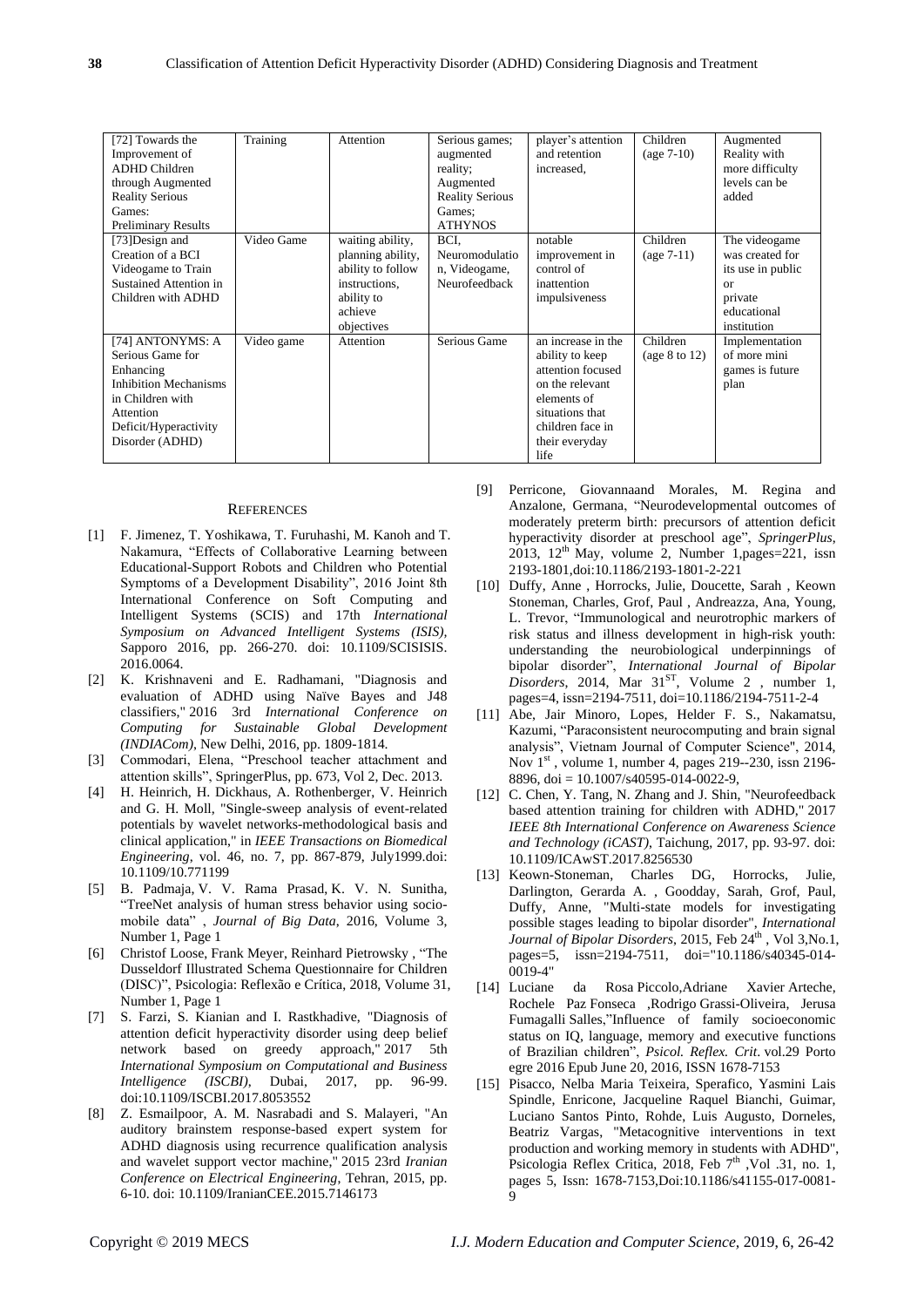| [72] Towards the Improvement of ADHD Children through Augmented Reality Serious Games: Preliminary Results | Training | Attention | Serious games; augmented reality; Augmented Reality Serious Games; ATHYNOS | player's attention and retention increased, | Children (age 7-10) | Augmented Reality with more difficulty levels can be added |
|---|---|---|---|---|---|---|
| [73]Design and Creation of a BCI Videogame to Train Sustained Attention in Children with ADHD | Video Game | waiting ability, planning ability, ability to follow instructions, ability to achieve objectives | BCI, Neuromodulation, Videogame, Neurofeedback | notable improvement in control of inattention impulsiveness | Children (age 7-11) | The videogame was created for its use in public or private educational institution |
| [74] ANTONYMS: A Serious Game for Enhancing Inhibition Mechanisms in Children with Attention Deficit/Hyperactivity Disorder (ADHD) | Video game | Attention | Serious Game | an increase in the ability to keep attention focused on the relevant elements of situations that children face in their everyday life | Children (age 8 to 12) | Implementation of more mini games is future plan |

## REFERENCES

[1] F. Jimenez, T. Yoshikawa, T. Furuhashi, M. Kanoh and T. Nakamura, "Effects of Collaborative Learning between Educational-Support Robots and Children who Potential Symptoms of a Development Disability", 2016 Joint 8th International Conference on Soft Computing and Intelligent Systems (SCIS) and 17th *International Symposium on Advanced Intelligent Systems (ISIS)*, Sapporo 2016, pp. 266-270. doi: 10.1109/SCISISIS.2016.0064.

[2] K. Krishnaveni and E. Radhamani, "Diagnosis and evaluation of ADHD using Naïve Bayes and J48 classifiers," 2016 3rd *International Conference on Computing for Sustainable Global Development (INDIACom)*, New Delhi, 2016, pp. 1809-1814.

[3] Commodari, Elena, "Preschool teacher attachment and attention skills", SpringerPlus, pp. 673, Vol 2, Dec. 2013.

[4] H. Heinrich, H. Dickhaus, A. Rothenberger, V. Heinrich and G. H. Moll, "Single-sweep analysis of event-related potentials by wavelet networks-methodological basis and clinical application," in *IEEE Transactions on Biomedical Engineering*, vol. 46, no. 7, pp. 867-879, July1999.doi: 10.1109/10.771199

[5] B. Padmaja, V. V. Rama Prasad, K. V. N. Sunitha, "TreeNet analysis of human stress behavior using socio-mobile data" , *Journal of Big Data*, 2016, Volume 3, Number 1, Page 1

[6] Christof Loose, Frank Meyer, Reinhard Pietrowsky , "The Dusseldorf Illustrated Schema Questionnaire for Children (DISC)", Psicologia: Reflexão e Crítica, 2018, Volume 31, Number 1, Page 1

[7] S. Farzi, S. Kianian and I. Rastkhadive, "Diagnosis of attention deficit hyperactivity disorder using deep belief network based on greedy approach," 2017 5th *International Symposium on Computational and Business Intelligence (ISCBI)*, Dubai, 2017, pp. 96-99. doi:10.1109/ISCBI.2017.8053552

[8] Z. Esmailpoor, A. M. Nasrabadi and S. Malayeri, "An auditory brainstem response-based expert system for ADHD diagnosis using recurrence qualification analysis and wavelet support vector machine," 2015 23rd *Iranian Conference on Electrical Engineering*, Tehran, 2015, pp. 6-10. doi: 10.1109/IranianCEE.2015.7146173

[9] Perricone, Giovannaand Morales, M. Regina and Anzalone, Germana, "Neurodevelopmental outcomes of moderately preterm birth: precursors of attention deficit hyperactivity disorder at preschool age", *SpringerPlus*, 2013, 12th May, volume 2, Number 1,pages=221, issn 2193-1801,doi:10.1186/2193-1801-2-221

[10] Duffy, Anne , Horrocks, Julie, Doucette, Sarah , Keown Stoneman, Charles, Grof, Paul , Andreazza, Ana, Young, L. Trevor, "Immunological and neurotrophic markers of risk status and illness development in high-risk youth: understanding the neurobiological underpinnings of bipolar disorder", *International Journal of Bipolar Disorders*, 2014, Mar 31ST, Volume 2 , number 1, pages=4, issn=2194-7511, doi=10.1186/2194-7511-2-4

[11] Abe, Jair Minoro, Lopes, Helder F. S., Nakamatsu, Kazumi, "Paraconsistent neurocomputing and brain signal analysis", Vietnam Journal of Computer Science", 2014, Nov 1st , volume 1, number 4, pages 219--230, issn 2196-8896, doi = 10.1007/s40595-014-0022-9,

[12] C. Chen, Y. Tang, N. Zhang and J. Shin, "Neurofeedback based attention training for children with ADHD," 2017 *IEEE 8th International Conference on Awareness Science and Technology (iCAST)*, Taichung, 2017, pp. 93-97. doi: 10.1109/ICAwST.2017.8256530

[13] Keown-Stoneman, Charles DG, Horrocks, Julie, Darlington, Gerarda A. , Goodday, Sarah, Grof, Paul, Duffy, Anne, "Multi-state models for investigating possible stages leading to bipolar disorder", *International Journal of Bipolar Disorders*, 2015, Feb 24th , Vol 3,No.1, pages=5, issn=2194-7511, doi="10.1186/s40345-014-0019-4"

[14] Luciane da Rosa Piccolo,Adriane Xavier Arteche, Rochele Paz Fonseca ,Rodrigo Grassi-Oliveira, Jerusa Fumagalli Salles,"Influence of family socioeconomic status on IQ, language, memory and executive functions of Brazilian children", *Psicol. Reflex. Crit*. vol.29 Porto egre 2016 Epub June 20, 2016, ISSN 1678-7153

[15] Pisacco, Nelba Maria Teixeira, Sperafico, Yasmini Lais Spindle, Enricone, Jacqueline Raquel Bianchi, Guimar, Luciano Santos Pinto, Rohde, Luis Augusto, Dorneles, Beatriz Vargas, "Metacognitive interventions in text production and working memory in students with ADHD", Psicologia Reflex Critica, 2018, Feb 7th ,Vol .31, no. 1, pages 5, Issn: 1678-7153,Doi:10.1186/s41155-017-0081-9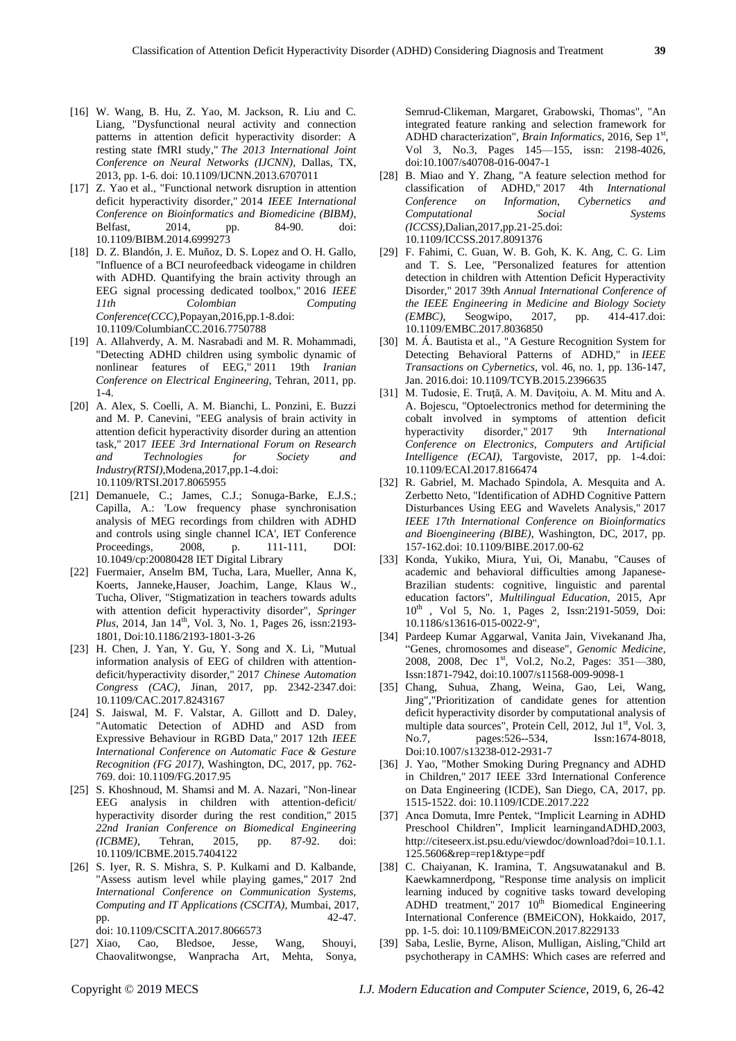[16] W. Wang, B. Hu, Z. Yao, M. Jackson, R. Liu and C. Liang, "Dysfunctional neural activity and connection patterns in attention deficit hyperactivity disorder: A resting state fMRI study," *The 2013 International Joint Conference on Neural Networks (IJCNN)*, Dallas, TX, 2013, pp. 1-6. doi: 10.1109/IJCNN.2013.6707011

[17] Z. Yao et al., "Functional network disruption in attention deficit hyperactivity disorder," 2014 *IEEE International Conference on Bioinformatics and Biomedicine (BIBM)*, Belfast, 2014, pp. 84-90. doi: 10.1109/BIBM.2014.6999273

[18] D. Z. Blandón, J. E. Muñoz, D. S. Lopez and O. H. Gallo, "Influence of a BCI neurofeedback videogame in children with ADHD. Quantifying the brain activity through an EEG signal processing dedicated toolbox," 2016 *IEEE 11th Colombian Computing Conference(CCC)*,Popayan,2016,pp.1-8.doi: 10.1109/ColumbianCC.2016.7750788

[19] A. Allahverdy, A. M. Nasrabadi and M. R. Mohammadi, "Detecting ADHD children using symbolic dynamic of nonlinear features of EEG," 2011 19th *Iranian Conference on Electrical Engineering*, Tehran, 2011, pp. 1-4.

[20] A. Alex, S. Coelli, A. M. Bianchi, L. Ponzini, E. Buzzi and M. P. Canevini, "EEG analysis of brain activity in attention deficit hyperactivity disorder during an attention task," 2017 *IEEE 3rd International Forum on Research and Technologies for Society and Industry(RTSI)*,Modena,2017,pp.1-4.doi: 10.1109/RTSI.2017.8065955

[21] Demanuele, C.; James, C.J.; Sonuga-Barke, E.J.S.; Capilla, A.: 'Low frequency phase synchronisation analysis of MEG recordings from children with ADHD and controls using single channel ICA', IET Conference Proceedings, 2008, p. 111-111, DOI: 10.1049/cp:20080428 IET Digital Library

[22] Fuermaier, Anselm BM, Tucha, Lara, Mueller, Anna K, Koerts, Janneke,Hauser, Joachim, Lange, Klaus W., Tucha, Oliver, "Stigmatization in teachers towards adults with attention deficit hyperactivity disorder", *Springer Plus*, 2014, Jan 14th, Vol. 3, No. 1, Pages 26, issn:2193-1801, Doi:10.1186/2193-1801-3-26

[23] H. Chen, J. Yan, Y. Gu, Y. Song and X. Li, "Mutual information analysis of EEG of children with attention-deficit/hyperactivity disorder," 2017 *Chinese Automation Congress (CAC)*, Jinan, 2017, pp. 2342-2347.doi: 10.1109/CAC.2017.8243167

[24] S. Jaiswal, M. F. Valstar, A. Gillott and D. Daley, "Automatic Detection of ADHD and ASD from Expressive Behaviour in RGBD Data," 2017 12th *IEEE International Conference on Automatic Face & Gesture Recognition (FG 2017)*, Washington, DC, 2017, pp. 762-769. doi: 10.1109/FG.2017.95

[25] S. Khoshnoud, M. Shamsi and M. A. Nazari, "Non-linear EEG analysis in children with attention-deficit/ hyperactivity disorder during the rest condition," 2015 *22nd Iranian Conference on Biomedical Engineering (ICBME)*, Tehran, 2015, pp. 87-92. doi: 10.1109/ICBME.2015.7404122

[26] S. Iyer, R. S. Mishra, S. P. Kulkami and D. Kalbande, "Assess autism level while playing games," 2017 2nd *International Conference on Communication Systems, Computing and IT Applications (CSCITA)*, Mumbai, 2017, pp. 42-47. doi: 10.1109/CSCITA.2017.8066573

[27] Xiao, Cao, Bledsoe, Jesse, Wang, Shouyi, Chaovalitwongse, Wanpracha Art, Mehta, Sonya, Semrud-Clikeman, Margaret, Grabowski, Thomas", "An integrated feature ranking and selection framework for ADHD characterization", *Brain Informatics*, 2016, Sep 1st, Vol 3, No.3, Pages 145—155, issn: 2198-4026, doi:10.1007/s40708-016-0047-1

[28] B. Miao and Y. Zhang, "A feature selection method for classification of ADHD," 2017 4th *International Conference on Information, Cybernetics and Computational Social Systems (ICCSS)*,Dalian,2017,pp.21-25.doi: 10.1109/ICCSS.2017.8091376

[29] F. Fahimi, C. Guan, W. B. Goh, K. K. Ang, C. G. Lim and T. S. Lee, "Personalized features for attention detection in children with Attention Deficit Hyperactivity Disorder," 2017 39th *Annual International Conference of the IEEE Engineering in Medicine and Biology Society (EMBC)*, Seogwipo, 2017, pp. 414-417.doi: 10.1109/EMBC.2017.8036850

[30] M. Á. Bautista et al., "A Gesture Recognition System for Detecting Behavioral Patterns of ADHD," in *IEEE Transactions on Cybernetics*, vol. 46, no. 1, pp. 136-147, Jan. 2016.doi: 10.1109/TCYB.2015.2396635

[31] M. Tudosie, E. Truţă, A. M. Daviţoiu, A. M. Mitu and A. A. Bojescu, "Optoelectronics method for determining the cobalt involved in symptoms of attention deficit hyperactivity disorder," 2017 9th *International Conference on Electronics, Computers and Artificial Intelligence (ECAI)*, Targoviste, 2017, pp. 1-4.doi: 10.1109/ECAI.2017.8166474

[32] R. Gabriel, M. Machado Spindola, A. Mesquita and A. Zerbetto Neto, "Identification of ADHD Cognitive Pattern Disturbances Using EEG and Wavelets Analysis," 2017 *IEEE 17th International Conference on Bioinformatics and Bioengineering (BIBE)*, Washington, DC, 2017, pp. 157-162.doi: 10.1109/BIBE.2017.00-62

[33] Konda, Yukiko, Miura, Yui, Oi, Manabu, "Causes of academic and behavioral difficulties among Japanese-Brazilian students: cognitive, linguistic and parental education factors", *Multilingual Education*, 2015, Apr 10th , Vol 5, No. 1, Pages 2, Issn:2191-5059, Doi: 10.1186/s13616-015-0022-9",

[34] Pardeep Kumar Aggarwal, Vanita Jain, Vivekanand Jha, "Genes, chromosomes and disease", *Genomic Medicine*, 2008, 2008, Dec 1st, Vol.2, No.2, Pages: 351—380, Issn:1871-7942, doi:10.1007/s11568-009-9098-1

[35] Chang, Suhua, Zhang, Weina, Gao, Lei, Wang, Jing","Prioritization of candidate genes for attention deficit hyperactivity disorder by computational analysis of multiple data sources", Protein Cell, 2012, Jul 1st, Vol. 3, No.7, pages:526--534, Issn:1674-8018, Doi:10.1007/s13238-012-2931-7

[36] J. Yao, "Mother Smoking During Pregnancy and ADHD in Children," 2017 IEEE 33rd International Conference on Data Engineering (ICDE), San Diego, CA, 2017, pp. 1515-1522. doi: 10.1109/ICDE.2017.222

[37] Anca Domuta, Imre Pentek, "Implicit Learning in ADHD Preschool Children", Implicit learningandADHD,2003, http://citeseerx.ist.psu.edu/viewdoc/download?doi=10.1.1.125.5606&rep=rep1&type=pdf

[38] C. Chaiyanan, K. Iramina, T. Angsuwatanakul and B. Kaewkamnerdpong, "Response time analysis on implicit learning induced by cognitive tasks toward developing ADHD treatment," 2017 10th Biomedical Engineering International Conference (BMEiCON), Hokkaido, 2017, pp. 1-5. doi: 10.1109/BMEiCON.2017.8229133

[39] Saba, Leslie, Byrne, Alison, Mulligan, Aisling,"Child art psychotherapy in CAMHS: Which cases are referred and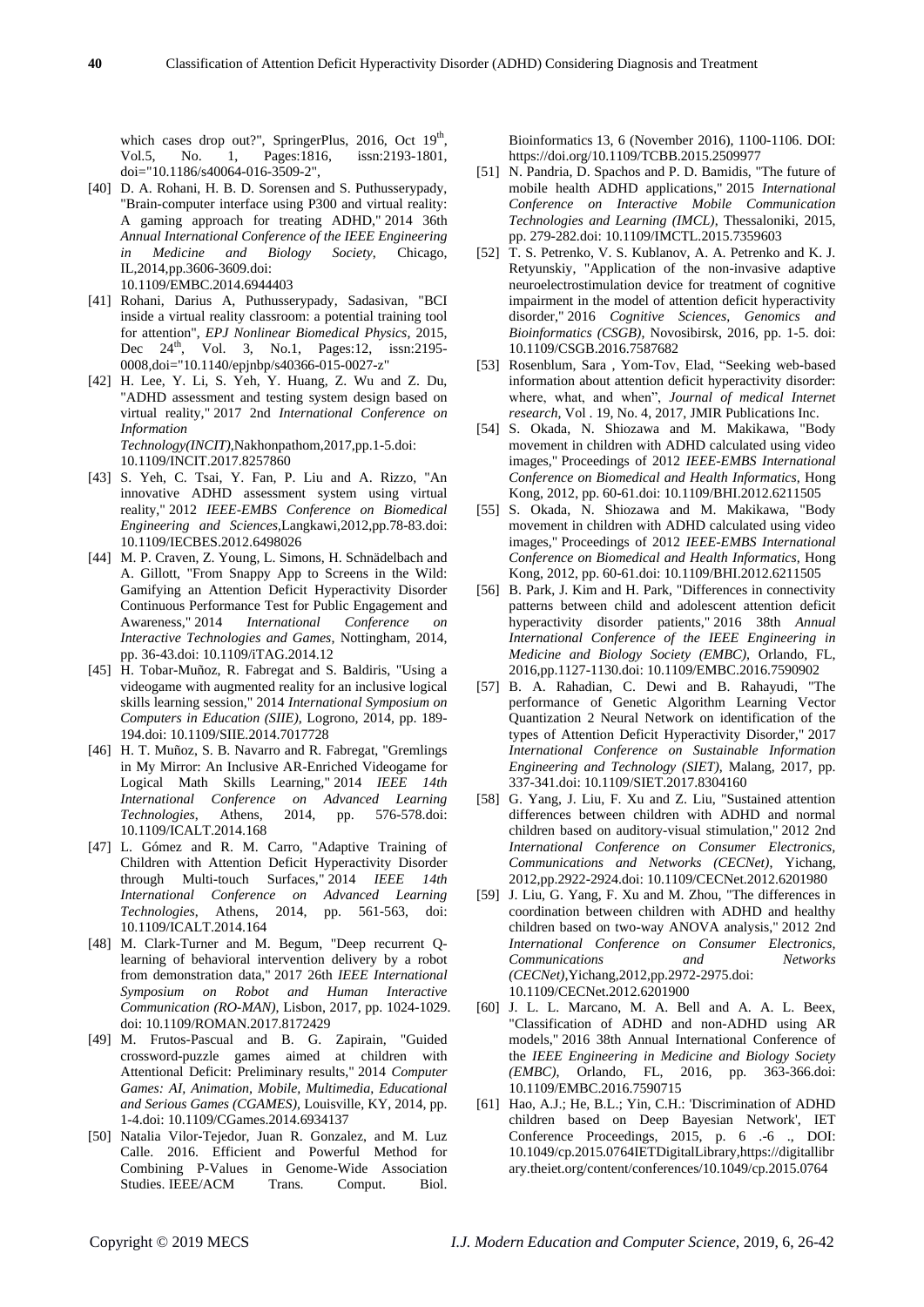which cases drop out?", SpringerPlus, 2016, Oct 19th, Vol.5, No. 1, Pages:1816, issn:2193-1801, doi="10.1186/s40064-016-3509-2",

[40] D. A. Rohani, H. B. D. Sorensen and S. Puthusserypady, "Brain-computer interface using P300 and virtual reality: A gaming approach for treating ADHD," 2014 36th *Annual International Conference of the IEEE Engineering in Medicine and Biology Society*, Chicago, IL,2014,pp.3606-3609.doi: 10.1109/EMBC.2014.6944403

[41] Rohani, Darius A, Puthusserypady, Sadasivan, "BCI inside a virtual reality classroom: a potential training tool for attention", *EPJ Nonlinear Biomedical Physics*, 2015, Dec 24th, Vol. 3, No.1, Pages:12, issn:2195-0008,doi="10.1140/epjnbp/s40366-015-0027-z"

[42] H. Lee, Y. Li, S. Yeh, Y. Huang, Z. Wu and Z. Du, "ADHD assessment and testing system design based on virtual reality," 2017 2nd *International Conference on Information Technology(INCIT)*,Nakhonpathom,2017,pp.1-5.doi: 10.1109/INCIT.2017.8257860

[43] S. Yeh, C. Tsai, Y. Fan, P. Liu and A. Rizzo, "An innovative ADHD assessment system using virtual reality," 2012 *IEEE-EMBS Conference on Biomedical Engineering and Sciences*,Langkawi,2012,pp.78-83.doi: 10.1109/IECBES.2012.6498026

[44] M. P. Craven, Z. Young, L. Simons, H. Schnädelbach and A. Gillott, "From Snappy App to Screens in the Wild: Gamifying an Attention Deficit Hyperactivity Disorder Continuous Performance Test for Public Engagement and Awareness," 2014 *International Conference on Interactive Technologies and Games*, Nottingham, 2014, pp. 36-43.doi: 10.1109/iTAG.2014.12

[45] H. Tobar-Muñoz, R. Fabregat and S. Baldiris, "Using a videogame with augmented reality for an inclusive logical skills learning session," 2014 *International Symposium on Computers in Education (SIIE)*, Logrono, 2014, pp. 189-194.doi: 10.1109/SIIE.2014.7017728

[46] H. T. Muñoz, S. B. Navarro and R. Fabregat, "Gremlings in My Mirror: An Inclusive AR-Enriched Videogame for Logical Math Skills Learning," 2014 *IEEE 14th International Conference on Advanced Learning Technologies*, Athens, 2014, pp. 576-578.doi: 10.1109/ICALT.2014.168

[47] L. Gómez and R. M. Carro, "Adaptive Training of Children with Attention Deficit Hyperactivity Disorder through Multi-touch Surfaces," 2014 *IEEE 14th International Conference on Advanced Learning Technologies*, Athens, 2014, pp. 561-563, doi: 10.1109/ICALT.2014.164

[48] M. Clark-Turner and M. Begum, "Deep recurrent Q-learning of behavioral intervention delivery by a robot from demonstration data," 2017 26th *IEEE International Symposium on Robot and Human Interactive Communication (RO-MAN)*, Lisbon, 2017, pp. 1024-1029. doi: 10.1109/ROMAN.2017.8172429

[49] M. Frutos-Pascual and B. G. Zapirain, "Guided crossword-puzzle games aimed at children with Attentional Deficit: Preliminary results," 2014 *Computer Games: AI, Animation, Mobile, Multimedia, Educational and Serious Games (CGAMES)*, Louisville, KY, 2014, pp. 1-4.doi: 10.1109/CGames.2014.6934137

[50] Natalia Vilor-Tejedor, Juan R. Gonzalez, and M. Luz Calle. 2016. Efficient and Powerful Method for Combining P-Values in Genome-Wide Association Studies. IEEE/ACM Trans. Comput. Biol. Bioinformatics 13, 6 (November 2016), 1100-1106. DOI: https://doi.org/10.1109/TCBB.2015.2509977

[51] N. Pandria, D. Spachos and P. D. Bamidis, "The future of mobile health ADHD applications," 2015 *International Conference on Interactive Mobile Communication Technologies and Learning (IMCL)*, Thessaloniki, 2015, pp. 279-282.doi: 10.1109/IMCTL.2015.7359603

[52] T. S. Petrenko, V. S. Kublanov, A. A. Petrenko and K. J. Retyunskiy, "Application of the non-invasive adaptive neuroelectrostimulation device for treatment of cognitive impairment in the model of attention deficit hyperactivity disorder," 2016 *Cognitive Sciences, Genomics and Bioinformatics (CSGB)*, Novosibirsk, 2016, pp. 1-5. doi: 10.1109/CSGB.2016.7587682

[53] Rosenblum, Sara , Yom-Tov, Elad, "Seeking web-based information about attention deficit hyperactivity disorder: where, what, and when", *Journal of medical Internet research*, Vol . 19, No. 4, 2017, JMIR Publications Inc.

[54] S. Okada, N. Shiozawa and M. Makikawa, "Body movement in children with ADHD calculated using video images," Proceedings of 2012 *IEEE-EMBS International Conference on Biomedical and Health Informatics*, Hong Kong, 2012, pp. 60-61.doi: 10.1109/BHI.2012.6211505

[55] S. Okada, N. Shiozawa and M. Makikawa, "Body movement in children with ADHD calculated using video images," Proceedings of 2012 *IEEE-EMBS International Conference on Biomedical and Health Informatics*, Hong Kong, 2012, pp. 60-61.doi: 10.1109/BHI.2012.6211505

[56] B. Park, J. Kim and H. Park, "Differences in connectivity patterns between child and adolescent attention deficit hyperactivity disorder patients," 2016 38th *Annual International Conference of the IEEE Engineering in Medicine and Biology Society (EMBC)*, Orlando, FL, 2016,pp.1127-1130.doi: 10.1109/EMBC.2016.7590902

[57] B. A. Rahadian, C. Dewi and B. Rahayudi, "The performance of Genetic Algorithm Learning Vector Quantization 2 Neural Network on identification of the types of Attention Deficit Hyperactivity Disorder," 2017 *International Conference on Sustainable Information Engineering and Technology (SIET)*, Malang, 2017, pp. 337-341.doi: 10.1109/SIET.2017.8304160

[58] G. Yang, J. Liu, F. Xu and Z. Liu, "Sustained attention differences between children with ADHD and normal children based on auditory-visual stimulation," 2012 2nd *International Conference on Consumer Electronics, Communications and Networks (CECNet)*, Yichang, 2012,pp.2922-2924.doi: 10.1109/CECNet.2012.6201980

[59] J. Liu, G. Yang, F. Xu and M. Zhou, "The differences in coordination between children with ADHD and healthy children based on two-way ANOVA analysis," 2012 2nd *International Conference on Consumer Electronics, Communications and Networks (CECNet)*,Yichang,2012,pp.2972-2975.doi: 10.1109/CECNet.2012.6201900

[60] J. L. L. Marcano, M. A. Bell and A. A. L. Beex, "Classification of ADHD and non-ADHD using AR models," 2016 38th Annual International Conference of the *IEEE Engineering in Medicine and Biology Society (EMBC)*, Orlando, FL, 2016, pp. 363-366.doi: 10.1109/EMBC.2016.7590715

[61] Hao, A.J.; He, B.L.; Yin, C.H.: 'Discrimination of ADHD children based on Deep Bayesian Network', IET Conference Proceedings, 2015, p. 6 .-6 ., DOI: 10.1049/cp.2015.0764IETDigitalLibrary,https://digitallibrary.theiet.org/content/conferences/10.1049/cp.2015.0764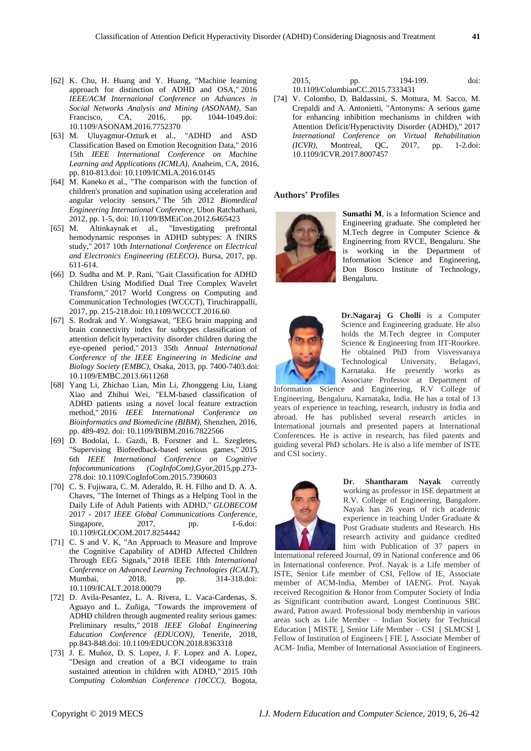[62] K. Chu, H. Huang and Y. Huang, "Machine learning approach for distinction of ADHD and OSA," 2016 *IEEE/ACM International Conference on Advances in Social Networks Analysis and Mining (ASONAM)*, San Francisco, CA, 2016, pp. 1044-1049.doi: 10.1109/ASONAM.2016.7752370

[63] M. Uluyagmur-Ozturk et al., "ADHD and ASD Classification Based on Emotion Recognition Data," 2016 15th *IEEE International Conference on Machine Learning and Applications (ICMLA)*, Anaheim, CA, 2016, pp. 810-813.doi: 10.1109/ICMLA.2016.0145

[64] M. Kaneko et al., "The comparison with the function of children's pronation and supination using acceleration and angular velocity sensors," The 5th 2012 *Biomedical Engineering International Conference*, Ubon Ratchathani, 2012, pp. 1-5, doi: 10.1109/BMEiCon.2012.6465423

[65] M. Altinkaynak et al., "Investigating prefrontal hemodynamic responses in ADHD subtypes: A fNIRS study," 2017 10th *International Conference on Electrical and Electronics Engineering (ELECO)*, Bursa, 2017, pp. 611-614.

[66] D. Sudha and M. P. Rani, "Gait Classification for ADHD Children Using Modified Dual Tree Complex Wavelet Transform," 2017 World Congress on Computing and Communication Technologies (WCCCT), Tiruchirappalli, 2017, pp. 215-218.doi: 10.1109/WCCCT.2016.60

[67] S. Rodrak and Y. Wongsawat, "EEG brain mapping and brain connectivity index for subtypes classification of attention deficit hyperactivity disorder children during the eye-opened period," 2013 35th *Annual International Conference of the IEEE Engineering in Medicine and Biology Society (EMBC)*, Osaka, 2013, pp. 7400-7403.doi: 10.1109/EMBC.2013.6611268

[68] Yang Li, Zhichao Lian, Min Li, Zhonggeng Liu, Liang Xiao and Zhihui Wei, "ELM-based classification of ADHD patients using a novel local feature extraction method," 2016 *IEEE International Conference on Bioinformatics and Biomedicine (BIBM)*, Shenzhen, 2016, pp. 489-492. doi: 10.1109/BIBM.2016.7822566

[69] D. Bodolai, L. Gazdi, B. Forstner and L. Szegletes, "Supervising Biofeedback-based serious games," 2015 6th *IEEE International Conference on Cognitive Infocommunications (CogInfoCom)*,Gyor,2015,pp.273-278.doi: 10.1109/CogInfoCom.2015.7390603

[70] C. S. Fujiwara, C. M. Aderaldo, R. H. Filho and D. A. A. Chaves, "The Internet of Things as a Helping Tool in the Daily Life of Adult Patients with ADHD," *GLOBECOM* 2017 - 2017 *IEEE Global Communications Conference*, Singapore, 2017, pp. 1-6.doi: 10.1109/GLOCOM.2017.8254442

[71] C. S and V. K, "An Approach to Measure and Improve the Cognitive Capability of ADHD Affected Children Through EEG Signals," 2018 IEEE 18th *International Conference on Advanced Learning Technologies (ICALT*), Mumbai, 2018, pp. 314-318.doi: 10.1109/ICALT.2018.00079

[72] D. Avila-Pesantez, L. A. Rivera, L. Vaca-Cardenas, S. Aguayo and L. Zuñiga, "Towards the improvement of ADHD children through augmented reality serious games: Preliminary results," 2018 *IEEE Global Engineering Education Conference (EDUCON)*, Tenerife, 2018, pp.843-848.doi: 10.1109/EDUCON.2018.8363318

[73] J. E. Muñoz, D. S. Lopez, J. F. Lopez and A. Lopez, "Design and creation of a BCI videogame to train sustained attention in children with ADHD," 2015 10th *Computing Colombian Conference (10CCC)*, Bogota, 2015, pp. 194-199. doi: 10.1109/ColumbianCC.2015.7333431

[74] V. Colombo, D. Baldassini, S. Mottura, M. Sacco, M. Crepaldi and A. Antonietti, "Antonyms: A serious game for enhancing inhibition mechanisms in children with Attention Deficit/Hyperactivity Disorder (ADHD)," 2017 *International Conference on Virtual Rehabilitation (ICVR)*, Montreal, QC, 2017, pp. 1-2.doi: 10.1109/ICVR.2017.8007457

### Authors' Profiles

**Sumathi M**, is a Information Science and Engineering graduate. She completed her M.Tech degree in Computer Science & Engineering from RVCE, Bengaluru. She is working in the Department of Information Science and Engineering, Don Bosco Institute of Technology, Bengaluru.

**Dr.Nagaraj G Cholli** is a Computer Science and Engineering graduate. He also holds the M.Tech degree in Computer Science & Engineering from IIT-Roorkee. He obtained PhD from Visvesvaraya Technological University, Belagavi, Karnataka. He presently works as Associate Professor at Department of Information Science and Engineering, R.V College of Engineering, Bengaluru, Karnataka, India. He has a total of 13 years of experience in teaching, research, industry in India and abroad. He has published several research articles in International journals and presented papers at International Conferences. He is active in research, has filed patents and guiding several PhD scholars. He is also a life member of ISTE and CSI society.

**Dr. Shantharam Nayak** currently working as professor in ISE department at R.V. College of Engineering, Bangalore. Nayak has 26 years of rich academic experience in teaching Under Graduate & Post Graduate students and Research. His research activity and guidance credited him with Publication of 37 papers in International refereed Journal, 09 in National conference and 06 in International conference. Prof. Nayak is a Life member of ISTE, Senior Life member of CSI, Fellow of IE, Associate member of ACM-India, Member of IAENG. Prof. Nayak received Recognition & Honor from Computer Society of India as Significant contribution award, Longest Continuous SBC award, Patron award. Professional body membership in various areas such as Life Member – Indian Society for Technical Education [ MISTE ], Senior Life Member – CSI [ SLMCSI ], Fellow of Institution of Engineers [ FIE ], Associate Member of ACM- India, Member of International Association of Engineers.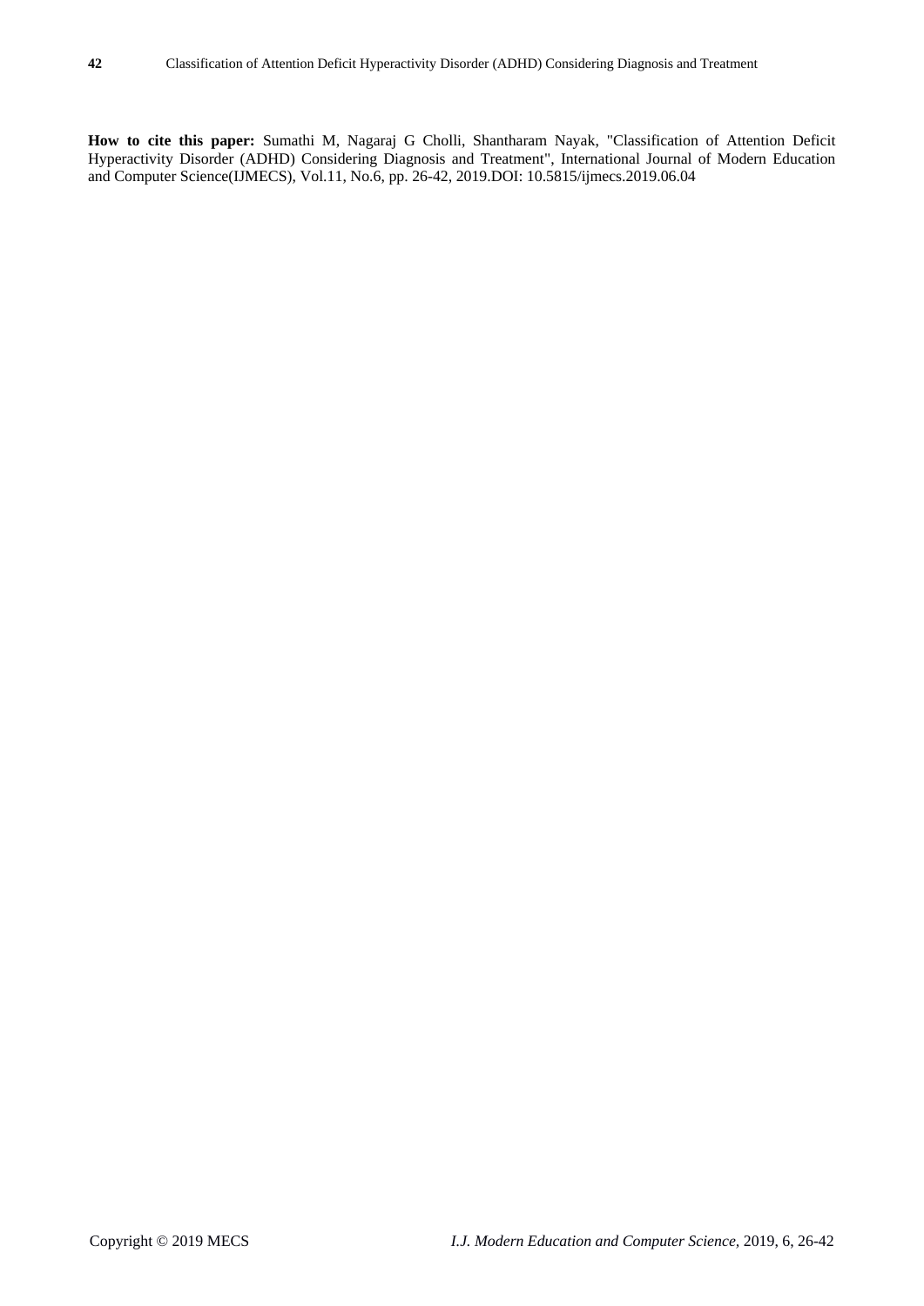**How to cite this paper:** Sumathi M, Nagaraj G Cholli, Shantharam Nayak, "Classification of Attention Deficit Hyperactivity Disorder (ADHD) Considering Diagnosis and Treatment", International Journal of Modern Education and Computer Science(IJMECS), Vol.11, No.6, pp. 26-42, 2019.DOI: 10.5815/ijmecs.2019.06.04